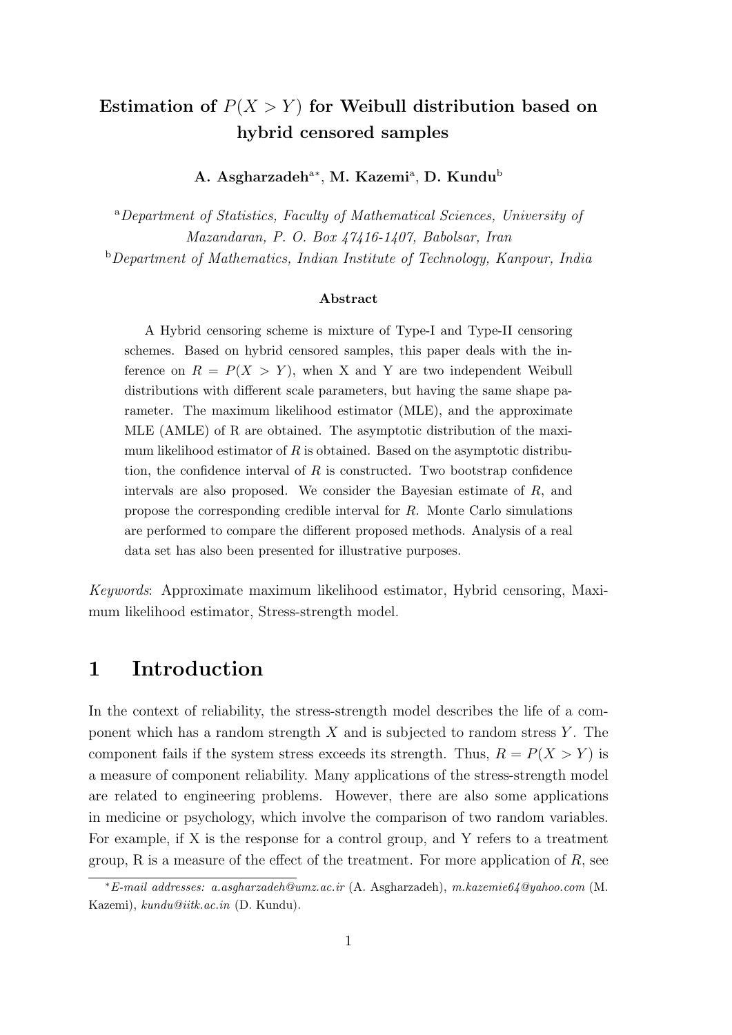# Estimation of $P(X > Y)$ for Weibull distribution based on hybrid censored samples

**A. Asgharzadeh[a*], M. Kazemi[a], D. Kundu[b]**

[a] *Department of Statistics, Faculty of Mathematical Sciences, University of Mazandaran, P. O. Box 47416-1407, Babolsar, Iran*

[b] *Department of Mathematics, Indian Institute of Technology, Kanpour, India*

### Abstract

A Hybrid censoring scheme is mixture of Type-I and Type-II censoring schemes. Based on hybrid censored samples, this paper deals with the inference on $R = P(X > Y)$, when X and Y are two independent Weibull distributions with different scale parameters, but having the same shape parameter. The maximum likelihood estimator (MLE), and the approximate MLE (AMLE) of R are obtained. The asymptotic distribution of the maximum likelihood estimator of $R$ is obtained. Based on the asymptotic distribution, the confidence interval of $R$ is constructed. Two bootstrap confidence intervals are also proposed. We consider the Bayesian estimate of $R$, and propose the corresponding credible interval for $R$. Monte Carlo simulations are performed to compare the different proposed methods. Analysis of a real data set has also been presented for illustrative purposes.

*Keywords*: Approximate maximum likelihood estimator, Hybrid censoring, Maximum likelihood estimator, Stress-strength model.

# 1 Introduction

In the context of reliability, the stress-strength model describes the life of a component which has a random strength $X$ and is subjected to random stress $Y$. The component fails if the system stress exceeds its strength. Thus, $R = P(X > Y)$ is a measure of component reliability. Many applications of the stress-strength model are related to engineering problems. However, there are also some applications in medicine or psychology, which involve the comparison of two random variables. For example, if X is the response for a control group, and Y refers to a treatment group, R is a measure of the effect of the treatment. For more application of $R$, see

---

[*] *E-mail addresses: a.asgharzadeh@umz.ac.ir* (A. Asgharzadeh), *m.kazemie64@yahoo.com* (M. Kazemi), *kundu@iitk.ac.in* (D. Kundu).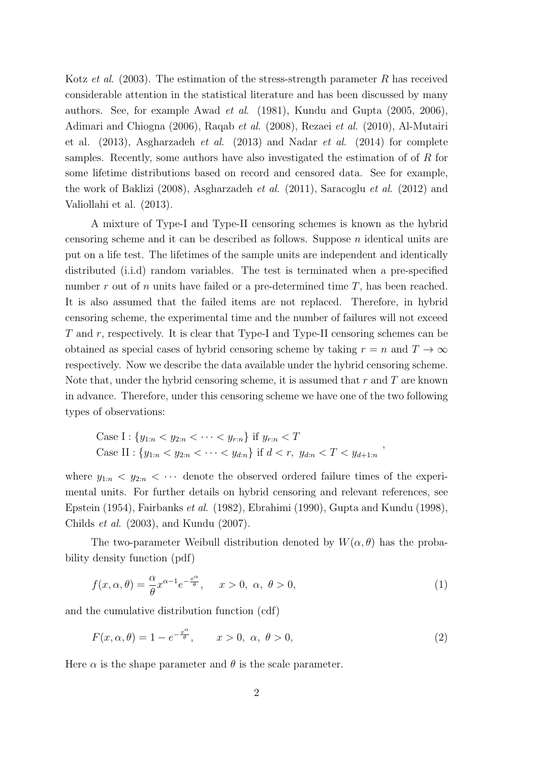Kotz *et al.* (2003). The estimation of the stress-strength parameter $R$ has received considerable attention in the statistical literature and has been discussed by many authors. See, for example Awad *et al.* (1981), Kundu and Gupta (2005, 2006), Adimari and Chiogna (2006), Raqab *et al.* (2008), Rezaei *et al.* (2010), Al-Mutairi et al. (2013), Asgharzadeh *et al.* (2013) and Nadar *et al.* (2014) for complete samples. Recently, some authors have also investigated the estimation of of $R$ for some lifetime distributions based on record and censored data. See for example, the work of Baklizi (2008), Asgharzadeh *et al.* (2011), Saracoglu *et al.* (2012) and Valiollahi et al. (2013).

A mixture of Type-I and Type-II censoring schemes is known as the hybrid censoring scheme and it can be described as follows. Suppose $n$ identical units are put on a life test. The lifetimes of the sample units are independent and identically distributed (i.i.d) random variables. The test is terminated when a pre-specified number $r$ out of $n$ units have failed or a pre-determined time $T$, has been reached. It is also assumed that the failed items are not replaced. Therefore, in hybrid censoring scheme, the experimental time and the number of failures will not exceed $T$ and $r$, respectively. It is clear that Type-I and Type-II censoring schemes can be obtained as special cases of hybrid censoring scheme by taking $r = n$ and $T \to \infty$ respectively. Now we describe the data available under the hybrid censoring scheme. Note that, under the hybrid censoring scheme, it is assumed that $r$ and $T$ are known in advance. Therefore, under this censoring scheme we have one of the two following types of observations:

$$\begin{array}{l} \text{Case I} : \{y_{1:n} < y_{2:n} < \cdots < y_{r:n}\} \text{ if } y_{r:n} < T \\ \text{Case II} : \{y_{1:n} < y_{2:n} < \cdots < y_{d:n}\} \text{ if } d < r,\ y_{d:n} < T < y_{d+1:n} \end{array},$$

where $y_{1:n} < y_{2:n} < \cdots$ denote the observed ordered failure times of the experimental units. For further details on hybrid censoring and relevant references, see Epstein (1954), Fairbanks *et al.* (1982), Ebrahimi (1990), Gupta and Kundu (1998), Childs *et al.* (2003), and Kundu (2007).

The two-parameter Weibull distribution denoted by $W(\alpha, \theta)$ has the probability density function (pdf)

$$f(x, \alpha, \theta) = \frac{\alpha}{\theta} x^{\alpha-1} e^{-\frac{x^\alpha}{\theta}}, \quad x > 0,\ \alpha,\ \theta > 0, \tag{1}$$

and the cumulative distribution function (cdf)

$$F(x, \alpha, \theta) = 1 - e^{-\frac{x^\alpha}{\theta}}, \quad x > 0,\ \alpha,\ \theta > 0, \tag{2}$$

Here $\alpha$ is the shape parameter and $\theta$ is the scale parameter.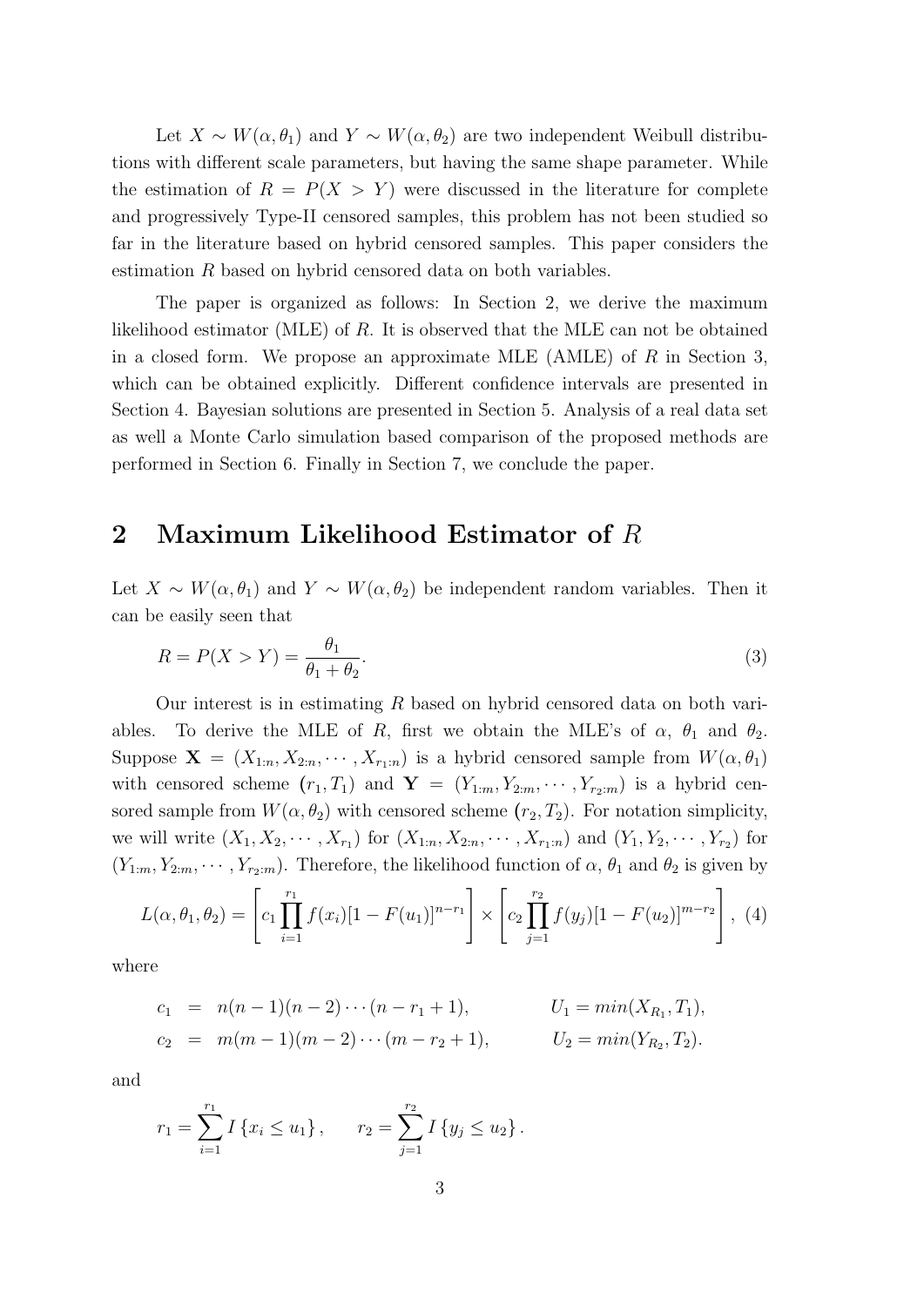Let $X \sim W(\alpha, \theta_1)$ and $Y \sim W(\alpha, \theta_2)$ are two independent Weibull distributions with different scale parameters, but having the same shape parameter. While the estimation of $R = P(X > Y)$ were discussed in the literature for complete and progressively Type-II censored samples, this problem has not been studied so far in the literature based on hybrid censored samples. This paper considers the estimation $R$ based on hybrid censored data on both variables.

The paper is organized as follows: In Section 2, we derive the maximum likelihood estimator (MLE) of $R$. It is observed that the MLE can not be obtained in a closed form. We propose an approximate MLE (AMLE) of $R$ in Section 3, which can be obtained explicitly. Different confidence intervals are presented in Section 4. Bayesian solutions are presented in Section 5. Analysis of a real data set as well a Monte Carlo simulation based comparison of the proposed methods are performed in Section 6. Finally in Section 7, we conclude the paper.

## 2 Maximum Likelihood Estimator of $R$

Let $X \sim W(\alpha, \theta_1)$ and $Y \sim W(\alpha, \theta_2)$ be independent random variables. Then it can be easily seen that

$$R = P(X > Y) = \frac{\theta_1}{\theta_1 + \theta_2}. \tag{3}$$

Our interest is in estimating $R$ based on hybrid censored data on both variables. To derive the MLE of $R$, first we obtain the MLE's of $\alpha$, $\theta_1$ and $\theta_2$. Suppose $\mathbf{X} = (X_{1:n}, X_{2:n}, \cdots, X_{r_1:n})$ is a hybrid censored sample from $W(\alpha, \theta_1)$ with censored scheme $(r_1, T_1)$ and $\mathbf{Y} = (Y_{1:m}, Y_{2:m}, \cdots, Y_{r_2:m})$ is a hybrid censored sample from $W(\alpha, \theta_2)$ with censored scheme $(r_2, T_2)$. For notation simplicity, we will write $(X_1, X_2, \cdots, X_{r_1})$ for $(X_{1:n}, X_{2:n}, \cdots, X_{r_1:n})$ and $(Y_1, Y_2, \cdots, Y_{r_2})$ for $(Y_{1:m}, Y_{2:m}, \cdots, Y_{r_2:m})$. Therefore, the likelihood function of $\alpha$, $\theta_1$ and $\theta_2$ is given by

$$L(\alpha, \theta_1, \theta_2) = \left[ c_1 \prod_{i=1}^{r_1} f(x_i)[1 - F(u_1)]^{n-r_1} \right] \times \left[ c_2 \prod_{j=1}^{r_2} f(y_j)[1 - F(u_2)]^{m-r_2} \right], \tag{4}$$

where

$$\begin{aligned} c_1 &= n(n-1)(n-2)\cdots(n-r_1+1), \qquad & U_1 = min(X_{R_1}, T_1), \\ c_2 &= m(m-1)(m-2)\cdots(m-r_2+1), \qquad & U_2 = min(Y_{R_2}, T_2). \end{aligned}$$

and

$$r_1 = \sum_{i=1}^{r_1} I\{x_i \le u_1\}, \qquad r_2 = \sum_{j=1}^{r_2} I\{y_j \le u_2\}.$$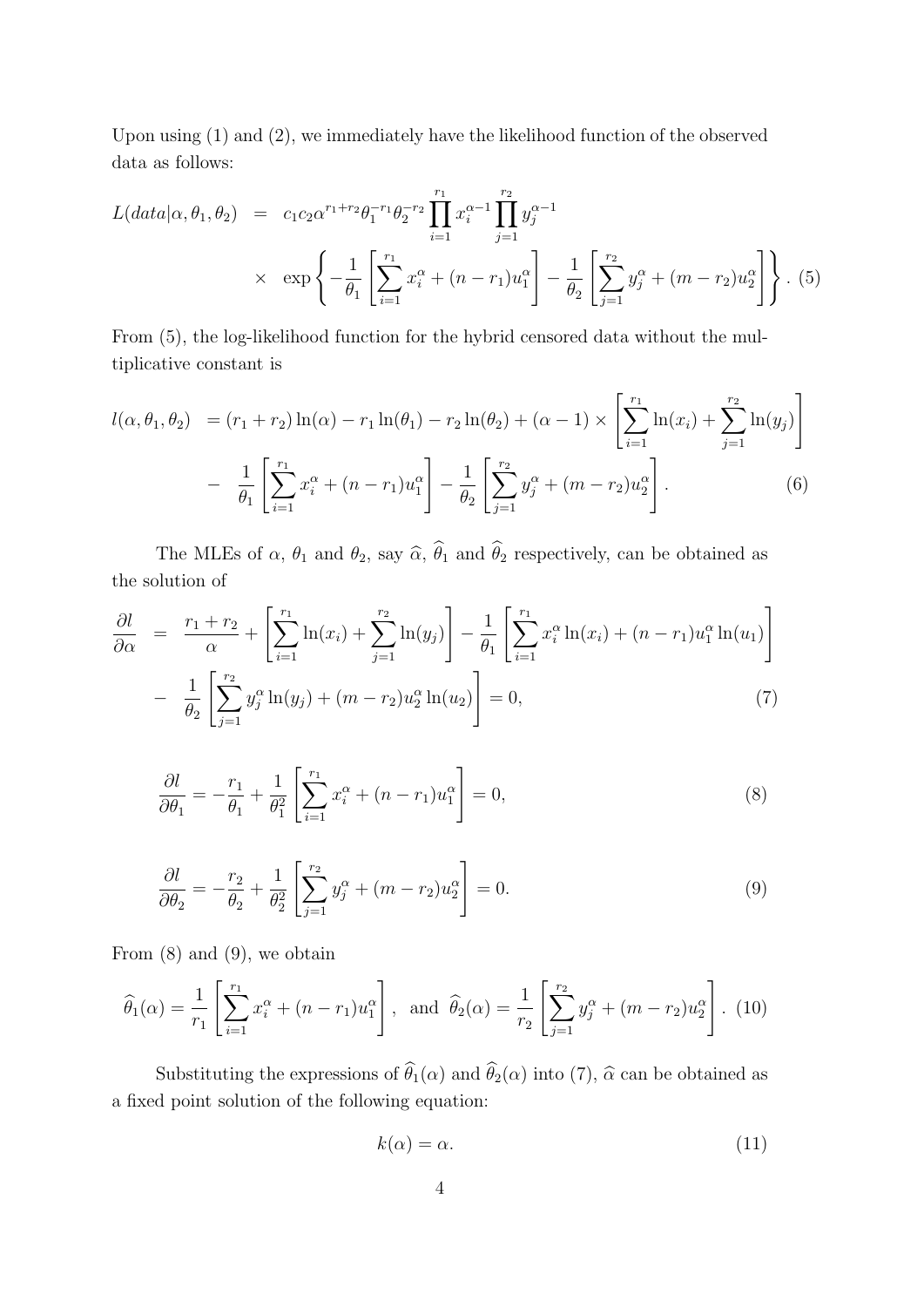Upon using (1) and (2), we immediately have the likelihood function of the observed data as follows:

$$
\begin{aligned}
L(data|\alpha, \theta_1, \theta_2) &= c_1 c_2 \alpha^{r_1+r_2} \theta_1^{-r_1} \theta_2^{-r_2} \prod_{i=1}^{r_1} x_i^{\alpha-1} \prod_{j=1}^{r_2} y_j^{\alpha-1} \\
&\quad \times \exp\left\{ -\frac{1}{\theta_1}\left[\sum_{i=1}^{r_1} x_i^{\alpha} + (n-r_1)u_1^{\alpha}\right] - \frac{1}{\theta_2}\left[\sum_{j=1}^{r_2} y_j^{\alpha} + (m-r_2)u_2^{\alpha}\right] \right\}. \quad (5)
\end{aligned}
$$

From (5), the log-likelihood function for the hybrid censored data without the multiplicative constant is

$$
\begin{aligned}
l(\alpha, \theta_1, \theta_2) &= (r_1+r_2)\ln(\alpha) - r_1 \ln(\theta_1) - r_2 \ln(\theta_2) + (\alpha - 1) \times \left[\sum_{i=1}^{r_1} \ln(x_i) + \sum_{j=1}^{r_2} \ln(y_j)\right] \\
&- \frac{1}{\theta_1}\left[\sum_{i=1}^{r_1} x_i^{\alpha} + (n-r_1)u_1^{\alpha}\right] - \frac{1}{\theta_2}\left[\sum_{j=1}^{r_2} y_j^{\alpha} + (m-r_2)u_2^{\alpha}\right]. \quad (6)
\end{aligned}
$$

The MLEs of $\alpha$, $\theta_1$ and $\theta_2$, say $\widehat{\alpha}$, $\widehat{\theta}_1$ and $\widehat{\theta}_2$ respectively, can be obtained as the solution of

$$
\begin{aligned}
\frac{\partial l}{\partial \alpha} &= \frac{r_1+r_2}{\alpha} + \left[\sum_{i=1}^{r_1} \ln(x_i) + \sum_{j=1}^{r_2} \ln(y_j)\right] - \frac{1}{\theta_1}\left[\sum_{i=1}^{r_1} x_i^{\alpha}\ln(x_i) + (n-r_1)u_1^{\alpha}\ln(u_1)\right] \\
&- \frac{1}{\theta_2}\left[\sum_{j=1}^{r_2} y_j^{\alpha}\ln(y_j) + (m-r_2)u_2^{\alpha}\ln(u_2)\right] = 0, \quad (7)
\end{aligned}
$$

$$
\frac{\partial l}{\partial \theta_1} = -\frac{r_1}{\theta_1} + \frac{1}{\theta_1^2}\left[\sum_{i=1}^{r_1} x_i^{\alpha} + (n-r_1)u_1^{\alpha}\right] = 0, \quad (8)
$$

$$
\frac{\partial l}{\partial \theta_2} = -\frac{r_2}{\theta_2} + \frac{1}{\theta_2^2}\left[\sum_{j=1}^{r_2} y_j^{\alpha} + (m-r_2)u_2^{\alpha}\right] = 0. \quad (9)
$$

From (8) and (9), we obtain

$$
\widehat{\theta}_1(\alpha) = \frac{1}{r_1}\left[\sum_{i=1}^{r_1} x_i^{\alpha} + (n-r_1)u_1^{\alpha}\right], \text{ and } \widehat{\theta}_2(\alpha) = \frac{1}{r_2}\left[\sum_{j=1}^{r_2} y_j^{\alpha} + (m-r_2)u_2^{\alpha}\right]. \quad (10)
$$

Substituting the expressions of $\widehat{\theta}_1(\alpha)$ and $\widehat{\theta}_2(\alpha)$ into (7), $\widehat{\alpha}$ can be obtained as a fixed point solution of the following equation:

$$
k(\alpha) = \alpha. \quad (11)
$$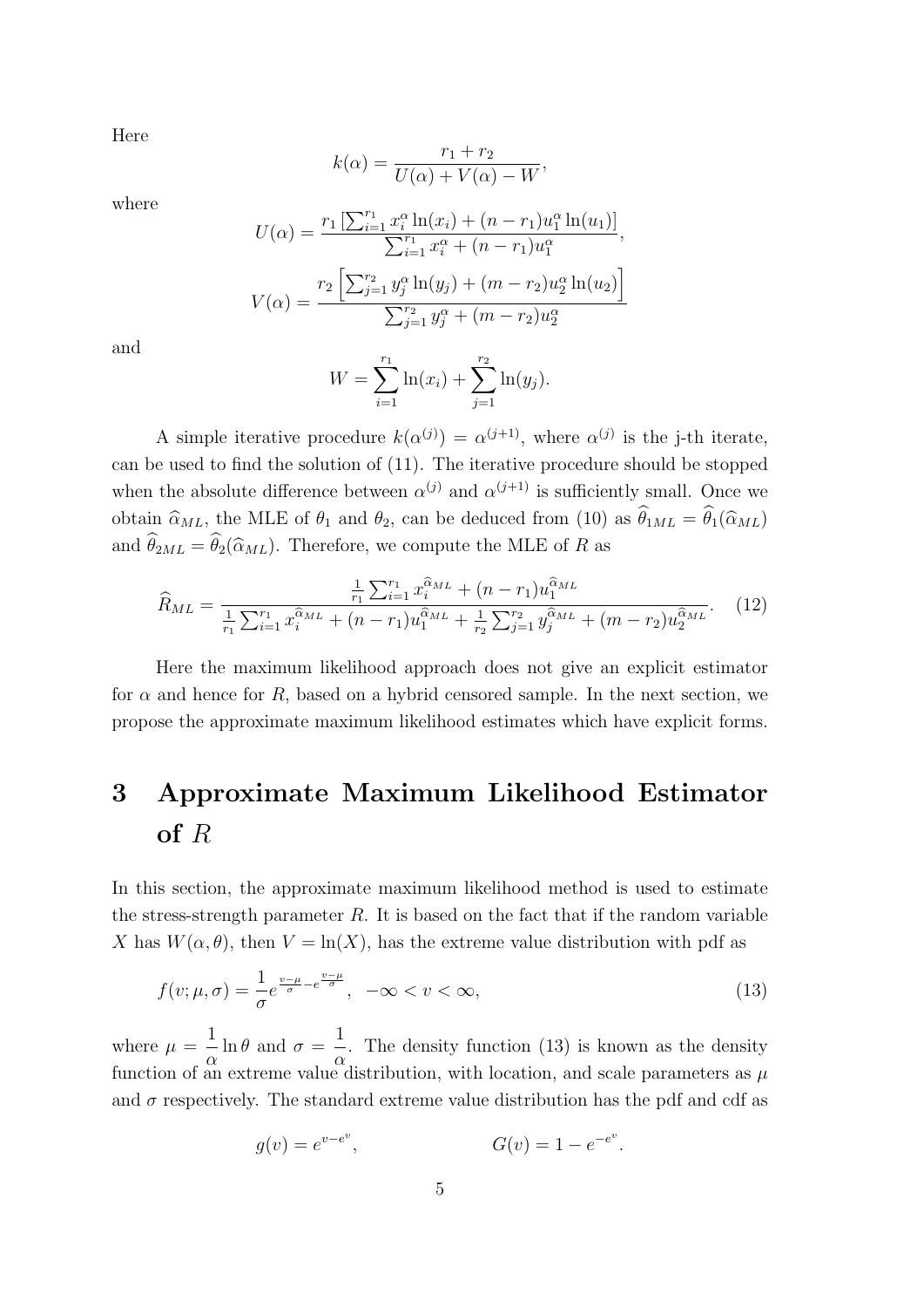Here

$$k(\alpha) = \frac{r_1 + r_2}{U(\alpha) + V(\alpha) - W},$$

where

$$U(\alpha) = \frac{r_1 \left[\sum_{i=1}^{r_1} x_i^{\alpha} \ln(x_i) + (n - r_1) u_1^{\alpha} \ln(u_1)\right]}{\sum_{i=1}^{r_1} x_i^{\alpha} + (n - r_1) u_1^{\alpha}},$$

$$V(\alpha) = \frac{r_2 \left[\sum_{j=1}^{r_2} y_j^{\alpha} \ln(y_j) + (m - r_2) u_2^{\alpha} \ln(u_2)\right]}{\sum_{j=1}^{r_2} y_j^{\alpha} + (m - r_2) u_2^{\alpha}}$$

and

$$W = \sum_{i=1}^{r_1} \ln(x_i) + \sum_{j=1}^{r_2} \ln(y_j).$$

A simple iterative procedure $k(\alpha^{(j)}) = \alpha^{(j+1)}$, where $\alpha^{(j)}$ is the j-th iterate, can be used to find the solution of (11). The iterative procedure should be stopped when the absolute difference between $\alpha^{(j)}$ and $\alpha^{(j+1)}$ is sufficiently small. Once we obtain $\widehat{\alpha}_{ML}$, the MLE of $\theta_1$ and $\theta_2$, can be deduced from (10) as $\widehat{\theta}_{1ML} = \widehat{\theta}_1(\widehat{\alpha}_{ML})$ and $\widehat{\theta}_{2ML} = \widehat{\theta}_2(\widehat{\alpha}_{ML})$. Therefore, we compute the MLE of $R$ as

$$\widehat{R}_{ML} = \frac{\frac{1}{r_1}\sum_{i=1}^{r_1} x_i^{\widehat{\alpha}_{ML}} + (n - r_1) u_1^{\widehat{\alpha}_{ML}}}{\frac{1}{r_1}\sum_{i=1}^{r_1} x_i^{\widehat{\alpha}_{ML}} + (n - r_1) u_1^{\widehat{\alpha}_{ML}} + \frac{1}{r_2}\sum_{j=1}^{r_2} y_j^{\widehat{\alpha}_{ML}} + (m - r_2) u_2^{\widehat{\alpha}_{ML}}}. \quad (12)$$

Here the maximum likelihood approach does not give an explicit estimator for $\alpha$ and hence for $R$, based on a hybrid censored sample. In the next section, we propose the approximate maximum likelihood estimates which have explicit forms.

# 3 Approximate Maximum Likelihood Estimator of $R$

In this section, the approximate maximum likelihood method is used to estimate the stress-strength parameter $R$. It is based on the fact that if the random variable $X$ has $W(\alpha, \theta)$, then $V = \ln(X)$, has the extreme value distribution with pdf as

$$f(v; \mu, \sigma) = \frac{1}{\sigma} e^{\frac{v-\mu}{\sigma} - e^{\frac{v-\mu}{\sigma}}}, \quad -\infty < v < \infty, \quad (13)$$

where $\mu = \dfrac{1}{\alpha} \ln \theta$ and $\sigma = \dfrac{1}{\alpha}$. The density function (13) is known as the density function of an extreme value distribution, with location, and scale parameters as $\mu$ and $\sigma$ respectively. The standard extreme value distribution has the pdf and cdf as

$$g(v) = e^{v - e^{v}}, \qquad G(v) = 1 - e^{-e^{v}}.$$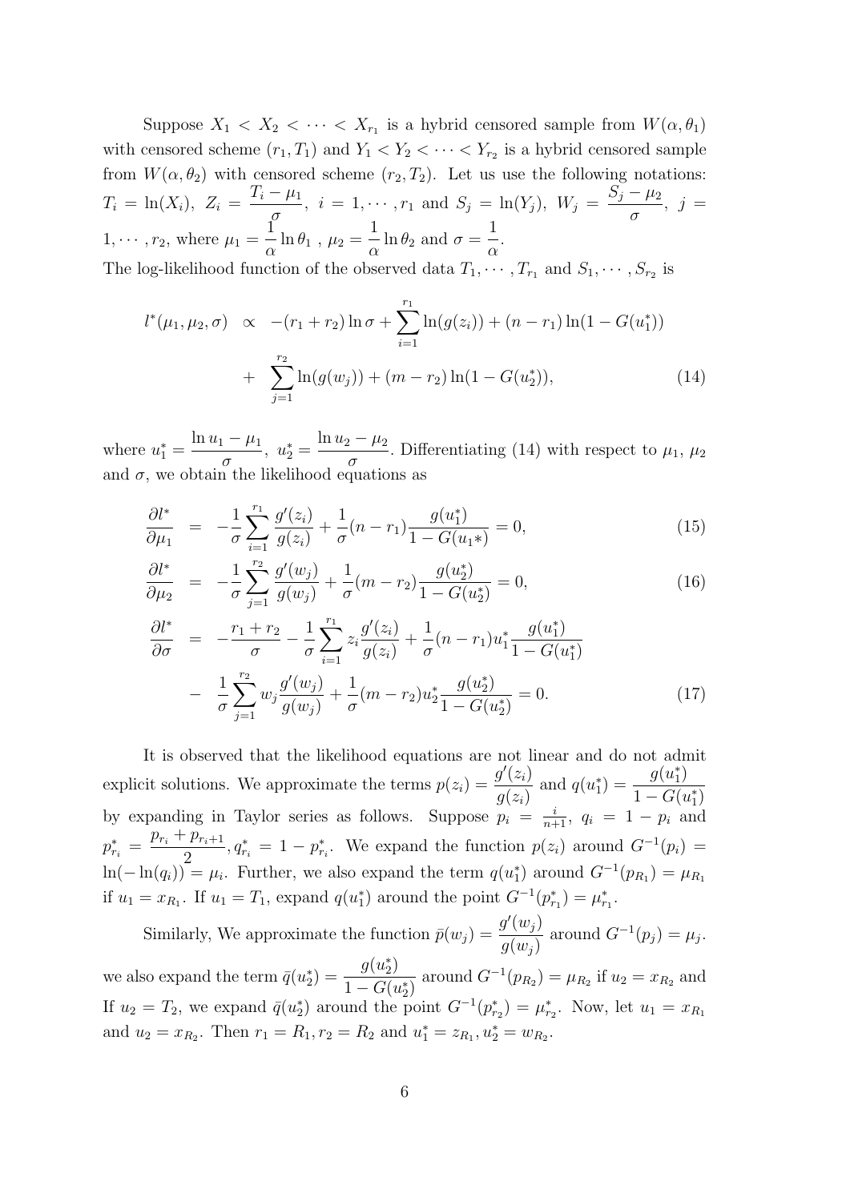Suppose $X_1 < X_2 < \cdots < X_{r_1}$ is a hybrid censored sample from $W(\alpha, \theta_1)$ with censored scheme $(r_1, T_1)$ and $Y_1 < Y_2 < \cdots < Y_{r_2}$ is a hybrid censored sample from $W(\alpha, \theta_2)$ with censored scheme $(r_2, T_2)$. Let us use the following notations: $T_i = \ln(X_i),\ Z_i = \dfrac{T_i - \mu_1}{\sigma},\ i = 1, \cdots, r_1$ and $S_j = \ln(Y_j),\ W_j = \dfrac{S_j - \mu_2}{\sigma},\ j = 1, \cdots, r_2$, where $\mu_1 = \dfrac{1}{\alpha}\ln\theta_1$ , $\mu_2 = \dfrac{1}{\alpha}\ln\theta_2$ and $\sigma = \dfrac{1}{\alpha}$.

The log-likelihood function of the observed data $T_1, \cdots, T_{r_1}$ and $S_1, \cdots, S_{r_2}$ is

$$
\begin{aligned}
l^*(\mu_1, \mu_2, \sigma) \ \propto\ & -(r_1 + r_2)\ln\sigma + \sum_{i=1}^{r_1}\ln(g(z_i)) + (n - r_1)\ln(1 - G(u_1^*)) \\
& + \sum_{j=1}^{r_2}\ln(g(w_j)) + (m - r_2)\ln(1 - G(u_2^*)), \qquad (14)
\end{aligned}
$$

where $u_1^* = \dfrac{\ln u_1 - \mu_1}{\sigma},\ u_2^* = \dfrac{\ln u_2 - \mu_2}{\sigma}$. Differentiating (14) with respect to $\mu_1$, $\mu_2$ and $\sigma$, we obtain the likelihood equations as

$$
\frac{\partial l^*}{\partial \mu_1} = -\frac{1}{\sigma}\sum_{i=1}^{r_1}\frac{g'(z_i)}{g(z_i)} + \frac{1}{\sigma}(n - r_1)\frac{g(u_1^*)}{1 - G(u_1*)} = 0, \qquad (15)
$$

$$
\frac{\partial l^*}{\partial \mu_2} = -\frac{1}{\sigma}\sum_{j=1}^{r_2}\frac{g'(w_j)}{g(w_j)} + \frac{1}{\sigma}(m - r_2)\frac{g(u_2^*)}{1 - G(u_2^*)} = 0, \qquad (16)
$$

$$
\begin{aligned}
\frac{\partial l^*}{\partial \sigma} = & -\frac{r_1 + r_2}{\sigma} - \frac{1}{\sigma}\sum_{i=1}^{r_1} z_i\frac{g'(z_i)}{g(z_i)} + \frac{1}{\sigma}(n - r_1)u_1^*\frac{g(u_1^*)}{1 - G(u_1^*)} \\
& - \frac{1}{\sigma}\sum_{j=1}^{r_2} w_j\frac{g'(w_j)}{g(w_j)} + \frac{1}{\sigma}(m - r_2)u_2^*\frac{g(u_2^*)}{1 - G(u_2^*)} = 0. \qquad (17)
\end{aligned}
$$

It is observed that the likelihood equations are not linear and do not admit explicit solutions. We approximate the terms $p(z_i) = \dfrac{g'(z_i)}{g(z_i)}$ and $q(u_1^*) = \dfrac{g(u_1^*)}{1 - G(u_1^*)}$ by expanding in Taylor series as follows. Suppose $p_i = \frac{i}{n+1}$, $q_i = 1 - p_i$ and $p_{r_i}^* = \dfrac{p_{r_i} + p_{r_i+1}}{2}, q_{r_i}^* = 1 - p_{r_i}^*$. We expand the function $p(z_i)$ around $G^{-1}(p_i) = \ln(-\ln(q_i)) = \mu_i$. Further, we also expand the term $q(u_1^*)$ around $G^{-1}(p_{R_1}) = \mu_{R_1}$ if $u_1 = x_{R_1}$. If $u_1 = T_1$, expand $q(u_1^*)$ around the point $G^{-1}(p_{r_1}^*) = \mu_{r_1}^*$.

Similarly, We approximate the function $\bar{p}(w_j) = \dfrac{g'(w_j)}{g(w_j)}$ around $G^{-1}(p_j) = \mu_j$. we also expand the term $\bar{q}(u_2^*) = \dfrac{g(u_2^*)}{1 - G(u_2^*)}$ around $G^{-1}(p_{R_2}) = \mu_{R_2}$ if $u_2 = x_{R_2}$ and If $u_2 = T_2$, we expand $\bar{q}(u_2^*)$ around the point $G^{-1}(p_{r_2}^*) = \mu_{r_2}^*$. Now, let $u_1 = x_{R_1}$ and $u_2 = x_{R_2}$. Then $r_1 = R_1, r_2 = R_2$ and $u_1^* = z_{R_1}, u_2^* = w_{R_2}$.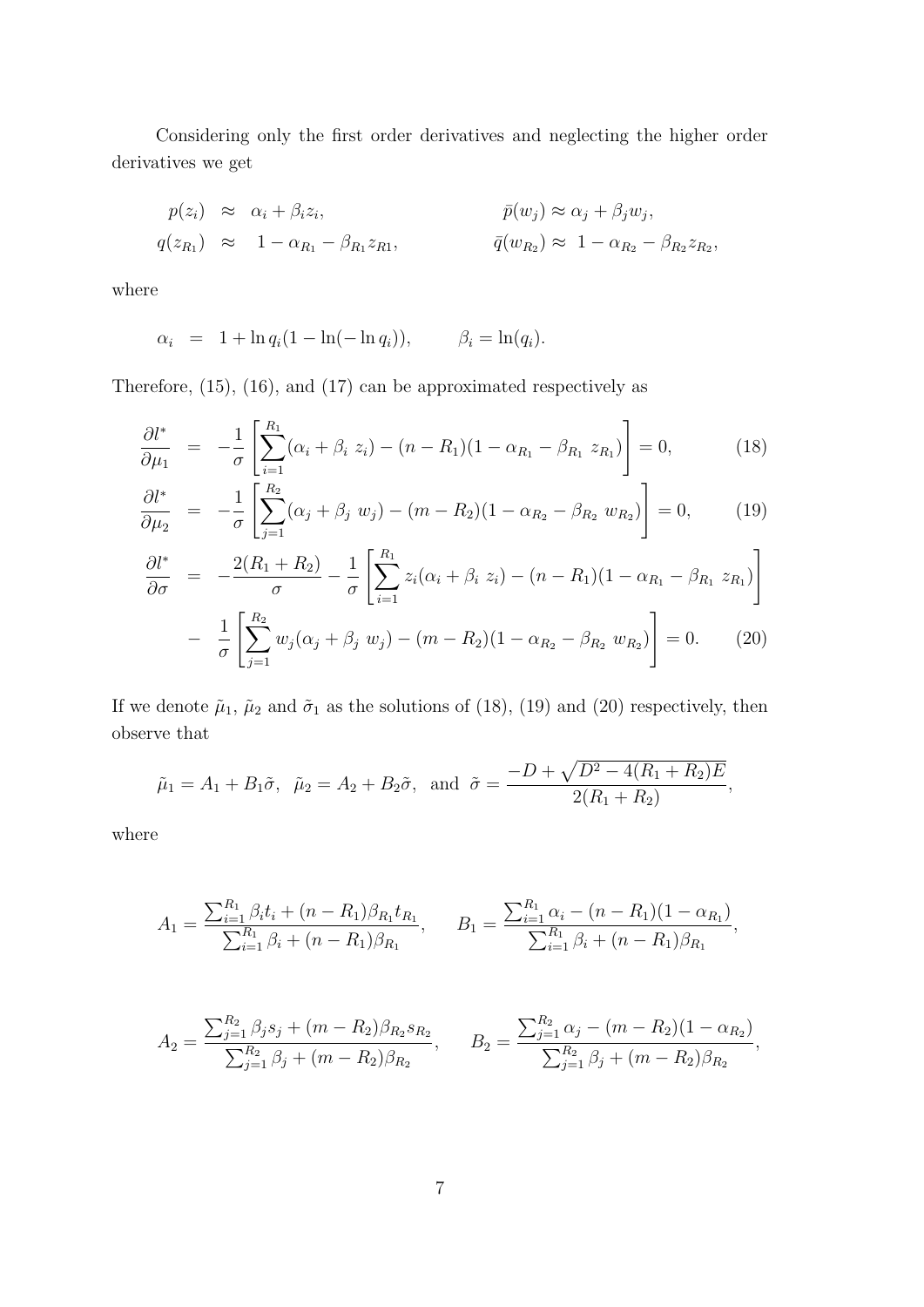Considering only the first order derivatives and neglecting the higher order derivatives we get

$$
\begin{aligned}
p(z_i) &\approx \alpha_i + \beta_i z_i, & \bar{p}(w_j) &\approx \alpha_j + \beta_j w_j, \\
q(z_{R_1}) &\approx 1 - \alpha_{R_1} - \beta_{R_1} z_{R1}, & \bar{q}(w_{R_2}) &\approx 1 - \alpha_{R_2} - \beta_{R_2} z_{R_2},
\end{aligned}
$$

where

$$
\alpha_i = 1 + \ln q_i (1 - \ln(-\ln q_i)), \qquad \beta_i = \ln(q_i).
$$

Therefore, (15), (16), and (17) can be approximated respectively as

$$
\frac{\partial l^*}{\partial \mu_1} = -\frac{1}{\sigma}\left[\sum_{i=1}^{R_1}(\alpha_i + \beta_i \, z_i) - (n - R_1)(1 - \alpha_{R_1} - \beta_{R_1} \, z_{R_1})\right] = 0, \tag{18}
$$

$$
\frac{\partial l^*}{\partial \mu_2} = -\frac{1}{\sigma}\left[\sum_{j=1}^{R_2}(\alpha_j + \beta_j \, w_j) - (m - R_2)(1 - \alpha_{R_2} - \beta_{R_2} \, w_{R_2})\right] = 0, \tag{19}
$$

$$
\begin{aligned}
\frac{\partial l^*}{\partial \sigma} &= -\frac{2(R_1 + R_2)}{\sigma} - \frac{1}{\sigma}\left[\sum_{i=1}^{R_1} z_i(\alpha_i + \beta_i \, z_i) - (n - R_1)(1 - \alpha_{R_1} - \beta_{R_1} \, z_{R_1})\right] \\
&- \frac{1}{\sigma}\left[\sum_{j=1}^{R_2} w_j(\alpha_j + \beta_j \, w_j) - (m - R_2)(1 - \alpha_{R_2} - \beta_{R_2} \, w_{R_2})\right] = 0.
\end{aligned} \tag{20}
$$

If we denote $\tilde{\mu}_1$, $\tilde{\mu}_2$ and $\tilde{\sigma}_1$ as the solutions of (18), (19) and (20) respectively, then observe that

$$
\tilde{\mu}_1 = A_1 + B_1 \tilde{\sigma}, \quad \tilde{\mu}_2 = A_2 + B_2 \tilde{\sigma}, \quad \text{and} \quad \tilde{\sigma} = \frac{-D + \sqrt{D^2 - 4(R_1 + R_2)E}}{2(R_1 + R_2)},
$$

where

$$
A_1 = \frac{\sum_{i=1}^{R_1} \beta_i t_i + (n - R_1)\beta_{R_1} t_{R_1}}{\sum_{i=1}^{R_1} \beta_i + (n - R_1)\beta_{R_1}}, \qquad B_1 = \frac{\sum_{i=1}^{R_1} \alpha_i - (n - R_1)(1 - \alpha_{R_1})}{\sum_{i=1}^{R_1} \beta_i + (n - R_1)\beta_{R_1}},
$$

$$
A_2 = \frac{\sum_{j=1}^{R_2} \beta_j s_j + (m - R_2)\beta_{R_2} s_{R_2}}{\sum_{j=1}^{R_2} \beta_j + (m - R_2)\beta_{R_2}}, \qquad B_2 = \frac{\sum_{j=1}^{R_2} \alpha_j - (m - R_2)(1 - \alpha_{R_2})}{\sum_{j=1}^{R_2} \beta_j + (m - R_2)\beta_{R_2}},
$$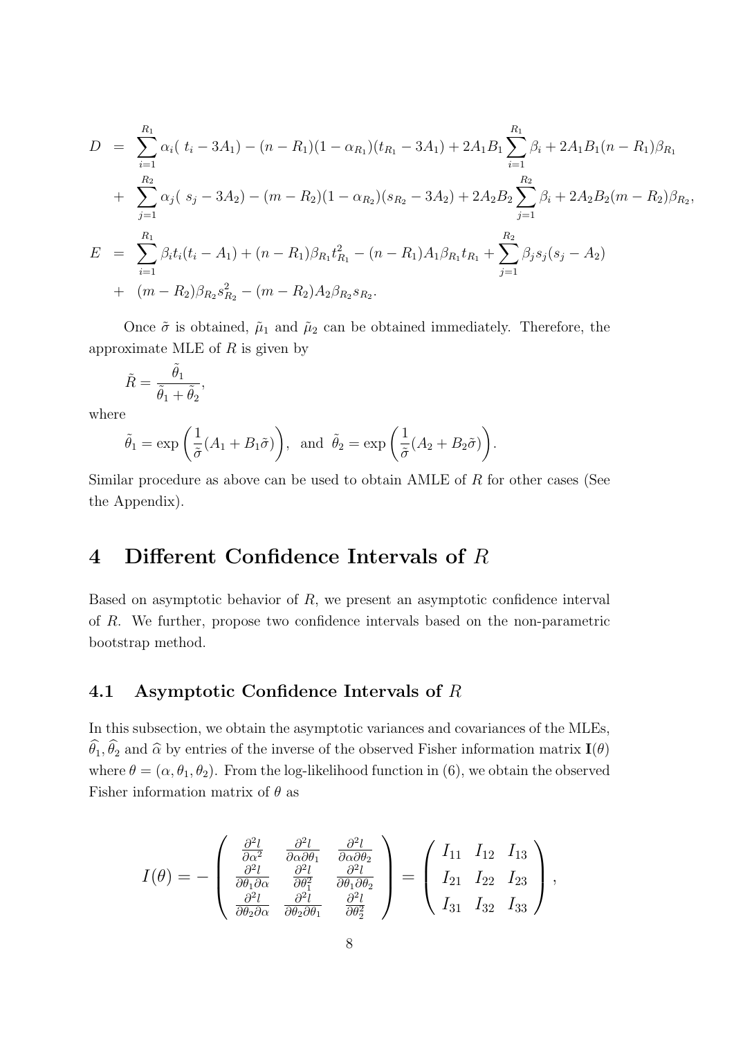$$
\begin{aligned}
D &= \sum_{i=1}^{R_1} \alpha_i(\ t_i - 3A_1) - (n - R_1)(1 - \alpha_{R_1})(t_{R_1} - 3A_1) + 2A_1B_1 \sum_{i=1}^{R_1} \beta_i + 2A_1B_1(n - R_1)\beta_{R_1} \\
&+ \sum_{j=1}^{R_2} \alpha_j(\ s_j - 3A_2) - (m - R_2)(1 - \alpha_{R_2})(s_{R_2} - 3A_2) + 2A_2B_2 \sum_{j=1}^{R_2} \beta_i + 2A_2B_2(m - R_2)\beta_{R_2}, \\
E &= \sum_{i=1}^{R_1} \beta_i t_i(t_i - A_1) + (n - R_1)\beta_{R_1} t_{R_1}^2 - (n - R_1)A_1\beta_{R_1} t_{R_1} + \sum_{j=1}^{R_2} \beta_j s_j(s_j - A_2) \\
&+ (m - R_2)\beta_{R_2} s_{R_2}^2 - (m - R_2)A_2\beta_{R_2} s_{R_2}.
\end{aligned}
$$

Once $\tilde{\sigma}$ is obtained, $\tilde{\mu}_1$ and $\tilde{\mu}_2$ can be obtained immediately. Therefore, the approximate MLE of $R$ is given by

$$
\tilde{R} = \frac{\tilde{\theta}_1}{\tilde{\theta}_1 + \tilde{\theta}_2},
$$

where

$$
\tilde{\theta}_1 = \exp\left(\frac{1}{\tilde{\sigma}}(A_1 + B_1\tilde{\sigma})\right), \ \text{ and } \ \tilde{\theta}_2 = \exp\left(\frac{1}{\tilde{\sigma}}(A_2 + B_2\tilde{\sigma})\right).
$$

Similar procedure as above can be used to obtain AMLE of $R$ for other cases (See the Appendix).

# 4 Different Confidence Intervals of $R$

Based on asymptotic behavior of $R$, we present an asymptotic confidence interval of $R$. We further, propose two confidence intervals based on the non-parametric bootstrap method.

## 4.1 Asymptotic Confidence Intervals of $R$

In this subsection, we obtain the asymptotic variances and covariances of the MLEs, $\widehat{\theta}_1, \widehat{\theta}_2$ and $\widehat{\alpha}$ by entries of the inverse of the observed Fisher information matrix $\mathbf{I}(\theta)$ where $\theta = (\alpha, \theta_1, \theta_2)$. From the log-likelihood function in (6), we obtain the observed Fisher information matrix of $\theta$ as

$$
I(\theta) = -\begin{pmatrix}
\frac{\partial^2 l}{\partial \alpha^2} & \frac{\partial^2 l}{\partial \alpha \partial \theta_1} & \frac{\partial^2 l}{\partial \alpha \partial \theta_2} \\
\frac{\partial^2 l}{\partial \theta_1 \partial \alpha} & \frac{\partial^2 l}{\partial \theta_1^2} & \frac{\partial^2 l}{\partial \theta_1 \partial \theta_2} \\
\frac{\partial^2 l}{\partial \theta_2 \partial \alpha} & \frac{\partial^2 l}{\partial \theta_2 \partial \theta_1} & \frac{\partial^2 l}{\partial \theta_2^2}
\end{pmatrix} = \begin{pmatrix}
I_{11} & I_{12} & I_{13} \\
I_{21} & I_{22} & I_{23} \\
I_{31} & I_{32} & I_{33}
\end{pmatrix},
$$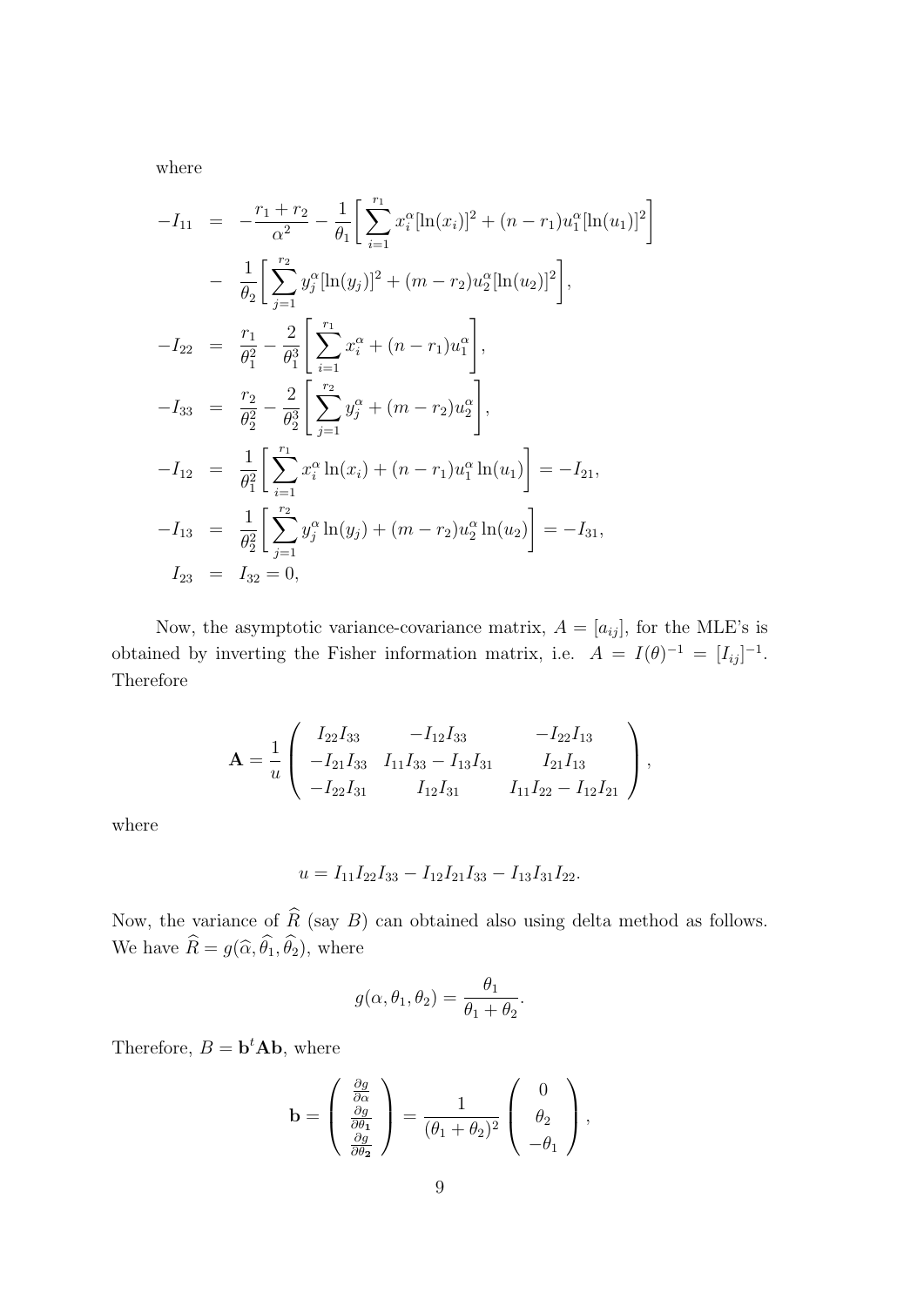where

$$
\begin{aligned}
-I_{11} &= -\frac{r_1+r_2}{\alpha^2} - \frac{1}{\theta_1}\Bigg[\sum_{i=1}^{r_1} x_i^{\alpha}[\ln(x_i)]^2 + (n-r_1)u_1^{\alpha}[\ln(u_1)]^2\Bigg] \\
&- \frac{1}{\theta_2}\Bigg[\sum_{j=1}^{r_2} y_j^{\alpha}[\ln(y_j)]^2 + (m-r_2)u_2^{\alpha}[\ln(u_2)]^2\Bigg], \\
-I_{22} &= \frac{r_1}{\theta_1^2} - \frac{2}{\theta_1^3}\Bigg[\sum_{i=1}^{r_1} x_i^{\alpha} + (n-r_1)u_1^{\alpha}\Bigg], \\
-I_{33} &= \frac{r_2}{\theta_2^2} - \frac{2}{\theta_2^3}\Bigg[\sum_{j=1}^{r_2} y_j^{\alpha} + (m-r_2)u_2^{\alpha}\Bigg], \\
-I_{12} &= \frac{1}{\theta_1^2}\Bigg[\sum_{i=1}^{r_1} x_i^{\alpha}\ln(x_i) + (n-r_1)u_1^{\alpha}\ln(u_1)\Bigg] = -I_{21}, \\
-I_{13} &= \frac{1}{\theta_2^2}\Bigg[\sum_{j=1}^{r_2} y_j^{\alpha}\ln(y_j) + (m-r_2)u_2^{\alpha}\ln(u_2)\Bigg] = -I_{31}, \\
I_{23} &= I_{32} = 0,
\end{aligned}
$$

Now, the asymptotic variance-covariance matrix, $A = [a_{ij}]$, for the MLE's is obtained by inverting the Fisher information matrix, i.e. $A = I(\theta)^{-1} = [I_{ij}]^{-1}$. Therefore

$$
\mathbf{A} = \frac{1}{u}\begin{pmatrix} I_{22}I_{33} & -I_{12}I_{33} & -I_{22}I_{13} \\ -I_{21}I_{33} & I_{11}I_{33} - I_{13}I_{31} & I_{21}I_{13} \\ -I_{22}I_{31} & I_{12}I_{31} & I_{11}I_{22} - I_{12}I_{21} \end{pmatrix},
$$

where

$$
u = I_{11}I_{22}I_{33} - I_{12}I_{21}I_{33} - I_{13}I_{31}I_{22}.
$$

Now, the variance of $\widehat{R}$ (say $B$) can obtained also using delta method as follows. We have $\widehat{R} = g(\widehat{\alpha}, \widehat{\theta}_1, \widehat{\theta}_2)$, where

$$
g(\alpha, \theta_1, \theta_2) = \frac{\theta_1}{\theta_1 + \theta_2}.
$$

Therefore, $B = \mathbf{b}^t\mathbf{A}\mathbf{b}$, where

$$
\mathbf{b} = \begin{pmatrix} \frac{\partial g}{\partial \alpha} \\ \frac{\partial g}{\partial \theta_1} \\ \frac{\partial g}{\partial \theta_2} \end{pmatrix} = \frac{1}{(\theta_1+\theta_2)^2}\begin{pmatrix} 0 \\ \theta_2 \\ -\theta_1 \end{pmatrix},
$$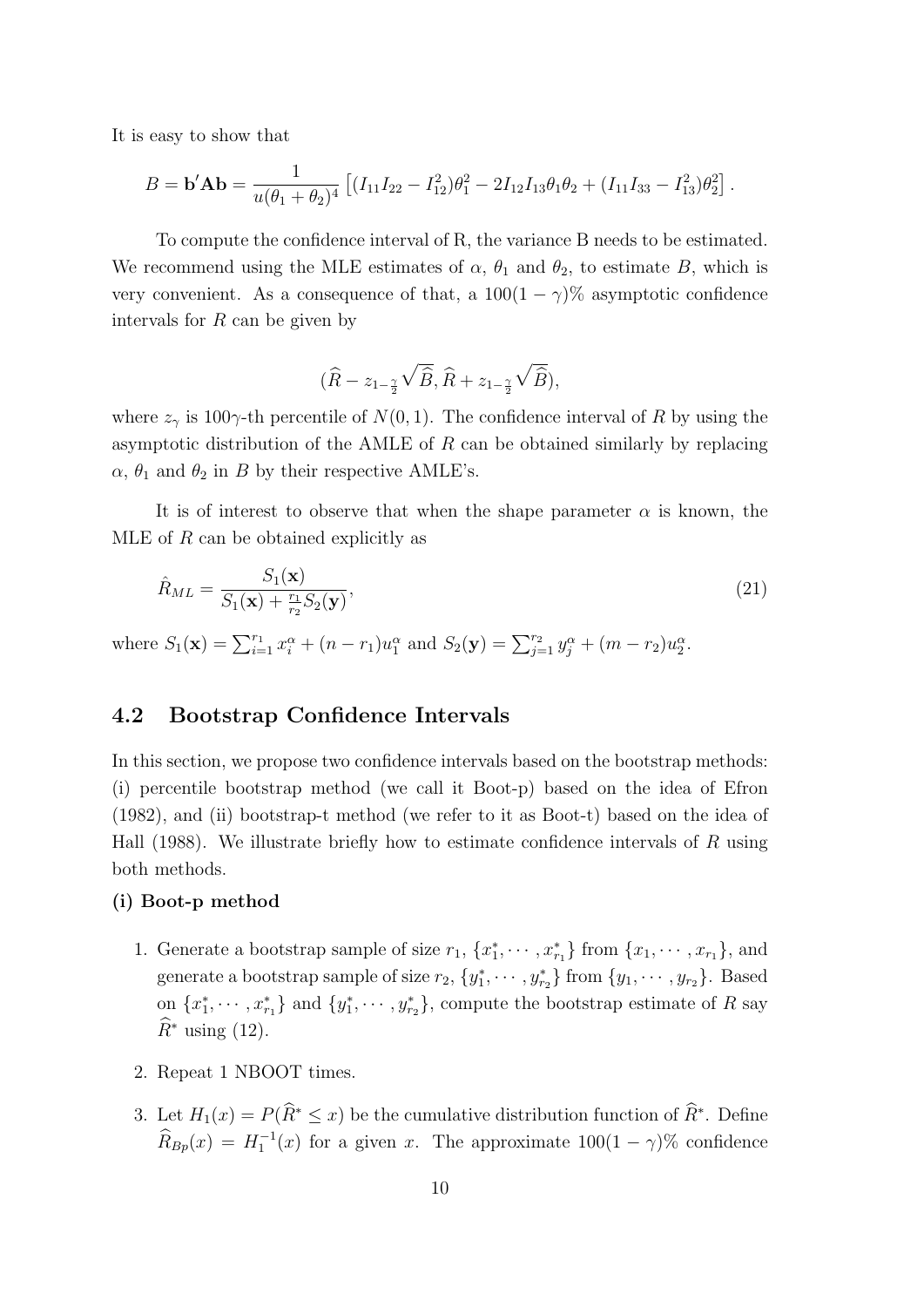It is easy to show that

$$B = \mathbf{b}'\mathbf{A}\mathbf{b} = \frac{1}{u(\theta_1+\theta_2)^4}\left[(I_{11}I_{22}-I_{12}^2)\theta_1^2 - 2I_{12}I_{13}\theta_1\theta_2 + (I_{11}I_{33}-I_{13}^2)\theta_2^2\right].$$

To compute the confidence interval of R, the variance B needs to be estimated. We recommend using the MLE estimates of $\alpha$, $\theta_1$ and $\theta_2$, to estimate $B$, which is very convenient. As a consequence of that, a $100(1-\gamma)\%$ asymptotic confidence intervals for $R$ can be given by

$$(\widehat{R} - z_{1-\frac{\gamma}{2}}\sqrt{\widehat{B}}, \widehat{R} + z_{1-\frac{\gamma}{2}}\sqrt{\widehat{B}}),$$

where $z_\gamma$ is $100\gamma$-th percentile of $N(0,1)$. The confidence interval of $R$ by using the asymptotic distribution of the AMLE of $R$ can be obtained similarly by replacing $\alpha$, $\theta_1$ and $\theta_2$ in $B$ by their respective AMLE's.

It is of interest to observe that when the shape parameter $\alpha$ is known, the MLE of $R$ can be obtained explicitly as

$$\hat{R}_{ML} = \frac{S_1(\mathbf{x})}{S_1(\mathbf{x}) + \frac{r_1}{r_2}S_2(\mathbf{y})}, \tag{21}$$

where $S_1(\mathbf{x}) = \sum_{i=1}^{r_1} x_i^\alpha + (n-r_1)u_1^\alpha$ and $S_2(\mathbf{y}) = \sum_{j=1}^{r_2} y_j^\alpha + (m-r_2)u_2^\alpha$.

## 4.2 Bootstrap Confidence Intervals

In this section, we propose two confidence intervals based on the bootstrap methods: (i) percentile bootstrap method (we call it Boot-p) based on the idea of Efron (1982), and (ii) bootstrap-t method (we refer to it as Boot-t) based on the idea of Hall (1988). We illustrate briefly how to estimate confidence intervals of $R$ using both methods.

**(i) Boot-p method**

1. Generate a bootstrap sample of size $r_1$, $\{x_1^*, \cdots, x_{r_1}^*\}$ from $\{x_1, \cdots, x_{r_1}\}$, and generate a bootstrap sample of size $r_2$, $\{y_1^*, \cdots, y_{r_2}^*\}$ from $\{y_1, \cdots, y_{r_2}\}$. Based on $\{x_1^*, \cdots, x_{r_1}^*\}$ and $\{y_1^*, \cdots, y_{r_2}^*\}$, compute the bootstrap estimate of $R$ say $\widehat{R}^*$ using (12).

2. Repeat 1 NBOOT times.

3. Let $H_1(x) = P(\widehat{R}^* \leq x)$ be the cumulative distribution function of $\widehat{R}^*$. Define $\widehat{R}_{Bp}(x) = H_1^{-1}(x)$ for a given $x$. The approximate $100(1-\gamma)\%$ confidence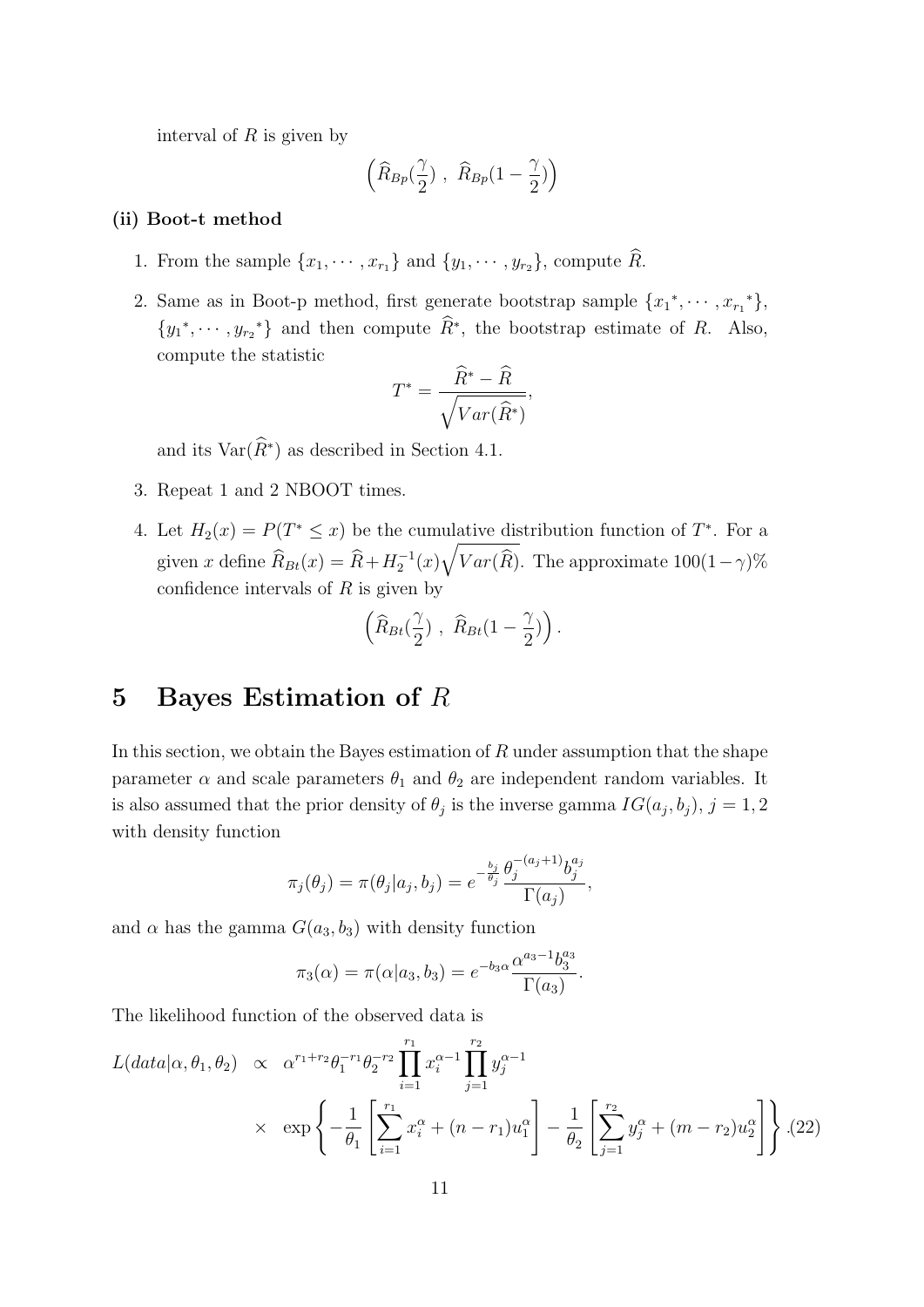interval of $R$ is given by

$$\left(\widehat{R}_{Bp}(\frac{\gamma}{2})\ ,\ \widehat{R}_{Bp}(1-\frac{\gamma}{2})\right)$$

**(ii) Boot-t method**

1. From the sample $\{x_1, \cdots, x_{r_1}\}$ and $\{y_1, \cdots, y_{r_2}\}$, compute $\widehat{R}$.

2. Same as in Boot-p method, first generate bootstrap sample $\{{x_1}^*, \cdots, {x_{r_1}}^*\}$, $\{{y_1}^*, \cdots, {y_{r_2}}^*\}$ and then compute $\widehat{R}^*$, the bootstrap estimate of $R$. Also, compute the statistic

$$T^* = \frac{\widehat{R}^* - \widehat{R}}{\sqrt{Var(\widehat{R}^*)}},$$

and its $\mathrm{Var}(\widehat{R}^*)$ as described in Section 4.1.

3. Repeat 1 and 2 NBOOT times.

4. Let $H_2(x) = P(T^* \leq x)$ be the cumulative distribution function of $T^*$. For a given $x$ define $\widehat{R}_{Bt}(x) = \widehat{R} + H_2^{-1}(x)\sqrt{Var(\widehat{R})}$. The approximate $100(1-\gamma)\%$ confidence intervals of $R$ is given by

$$\left(\widehat{R}_{Bt}(\frac{\gamma}{2})\ ,\ \widehat{R}_{Bt}(1-\frac{\gamma}{2})\right).$$

# 5 Bayes Estimation of $R$

In this section, we obtain the Bayes estimation of $R$ under assumption that the shape parameter $\alpha$ and scale parameters $\theta_1$ and $\theta_2$ are independent random variables. It is also assumed that the prior density of $\theta_j$ is the inverse gamma $IG(a_j, b_j)$, $j = 1, 2$ with density function

$$\pi_j(\theta_j) = \pi(\theta_j | a_j, b_j) = e^{-\frac{b_j}{\theta_j}} \frac{\theta_j^{-(a_j+1)} b_j^{a_j}}{\Gamma(a_j)},$$

and $\alpha$ has the gamma $G(a_3, b_3)$ with density function

$$\pi_3(\alpha) = \pi(\alpha | a_3, b_3) = e^{-b_3 \alpha} \frac{\alpha^{a_3 - 1} b_3^{a_3}}{\Gamma(a_3)}.$$

The likelihood function of the observed data is

$$\begin{aligned} L(data|\alpha, \theta_1, \theta_2) \;&\propto\; \alpha^{r_1+r_2} \theta_1^{-r_1} \theta_2^{-r_2} \prod_{i=1}^{r_1} x_i^{\alpha-1} \prod_{j=1}^{r_2} y_j^{\alpha-1} \\ &\times\; \exp\left\{ -\frac{1}{\theta_1}\left[\sum_{i=1}^{r_1} x_i^{\alpha} + (n-r_1)u_1^{\alpha}\right] - \frac{1}{\theta_2}\left[\sum_{j=1}^{r_2} y_j^{\alpha} + (m-r_2)u_2^{\alpha}\right] \right\}. \end{aligned} \tag{22}$$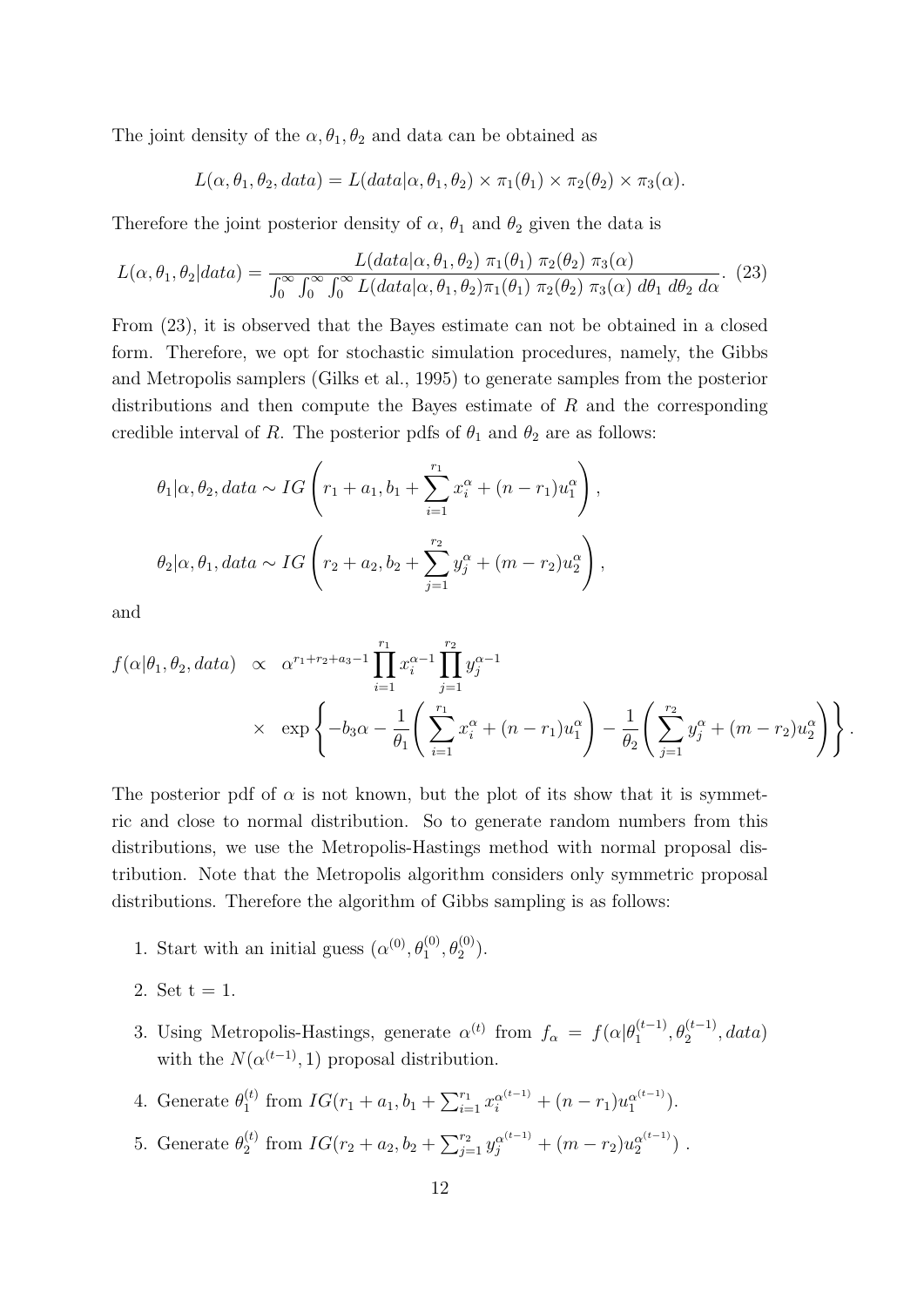The joint density of the $\alpha, \theta_1, \theta_2$ and data can be obtained as

$$L(\alpha, \theta_1, \theta_2, data) = L(data|\alpha, \theta_1, \theta_2) \times \pi_1(\theta_1) \times \pi_2(\theta_2) \times \pi_3(\alpha).$$

Therefore the joint posterior density of $\alpha$, $\theta_1$ and $\theta_2$ given the data is

$$L(\alpha, \theta_1, \theta_2|data) = \frac{L(data|\alpha, \theta_1, \theta_2)\ \pi_1(\theta_1)\ \pi_2(\theta_2)\ \pi_3(\alpha)}{\int_0^\infty \int_0^\infty \int_0^\infty L(data|\alpha, \theta_1, \theta_2)\pi_1(\theta_1)\ \pi_2(\theta_2)\ \pi_3(\alpha)\ d\theta_1\ d\theta_2\ d\alpha}. \quad (23)$$

From (23), it is observed that the Bayes estimate can not be obtained in a closed form. Therefore, we opt for stochastic simulation procedures, namely, the Gibbs and Metropolis samplers (Gilks et al., 1995) to generate samples from the posterior distributions and then compute the Bayes estimate of $R$ and the corresponding credible interval of $R$. The posterior pdfs of $\theta_1$ and $\theta_2$ are as follows:

$$\theta_1|\alpha, \theta_2, data \sim IG\left(r_1 + a_1, b_1 + \sum_{i=1}^{r_1} x_i^\alpha + (n - r_1)u_1^\alpha\right),$$

$$\theta_2|\alpha, \theta_1, data \sim IG\left(r_2 + a_2, b_2 + \sum_{j=1}^{r_2} y_j^\alpha + (m - r_2)u_2^\alpha\right),$$

and

$$f(\alpha|\theta_1, \theta_2, data) \propto \alpha^{r_1+r_2+a_3-1} \prod_{i=1}^{r_1} x_i^{\alpha-1} \prod_{j=1}^{r_2} y_j^{\alpha-1} \times \exp\left\{-b_3\alpha - \frac{1}{\theta_1}\left(\sum_{i=1}^{r_1} x_i^\alpha + (n-r_1)u_1^\alpha\right) - \frac{1}{\theta_2}\left(\sum_{j=1}^{r_2} y_j^\alpha + (m-r_2)u_2^\alpha\right)\right\}.$$

The posterior pdf of $\alpha$ is not known, but the plot of its show that it is symmetric and close to normal distribution. So to generate random numbers from this distributions, we use the Metropolis-Hastings method with normal proposal distribution. Note that the Metropolis algorithm considers only symmetric proposal distributions. Therefore the algorithm of Gibbs sampling is as follows:

1. Start with an initial guess $(\alpha^{(0)}, \theta_1^{(0)}, \theta_2^{(0)})$.
2. Set t = 1.
3. Using Metropolis-Hastings, generate $\alpha^{(t)}$ from $f_\alpha = f(\alpha|\theta_1^{(t-1)}, \theta_2^{(t-1)}, data)$ with the $N(\alpha^{(t-1)}, 1)$ proposal distribution.
4. Generate $\theta_1^{(t)}$ from $IG(r_1 + a_1, b_1 + \sum_{i=1}^{r_1} x_i^{\alpha^{(t-1)}} + (n - r_1)u_1^{\alpha^{(t-1)}})$.
5. Generate $\theta_2^{(t)}$ from $IG(r_2 + a_2, b_2 + \sum_{j=1}^{r_2} y_j^{\alpha^{(t-1)}} + (m - r_2)u_2^{\alpha^{(t-1)}})$ .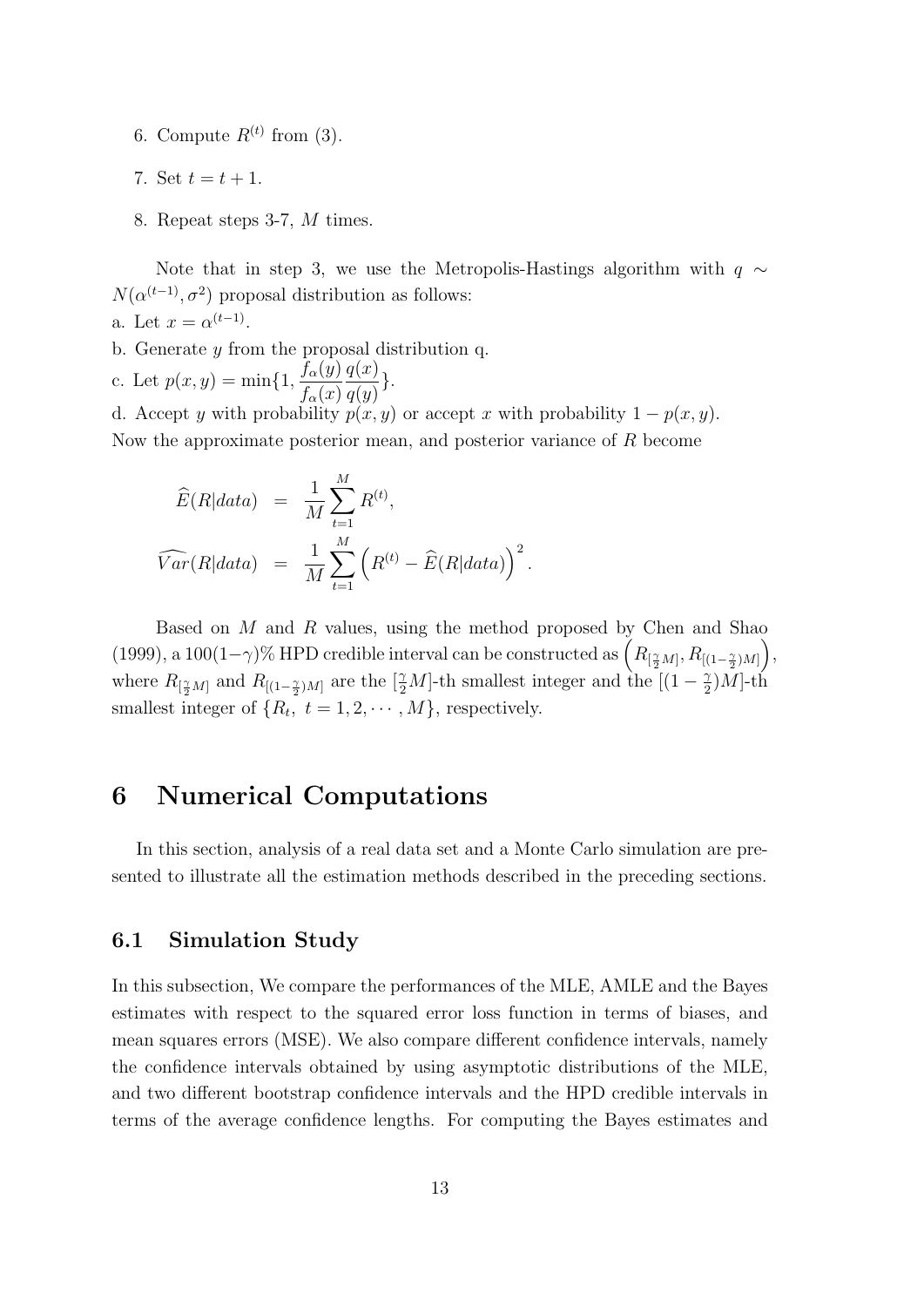6. Compute $R^{(t)}$ from (3).

7. Set $t = t + 1$.

8. Repeat steps 3-7, $M$ times.

Note that in step 3, we use the Metropolis-Hastings algorithm with $q \sim N(\alpha^{(t-1)}, \sigma^2)$ proposal distribution as follows:

a. Let $x = \alpha^{(t-1)}$.

b. Generate $y$ from the proposal distribution q.

c. Let $p(x, y) = \min\{1, \dfrac{f_\alpha(y)}{f_\alpha(x)} \dfrac{q(x)}{q(y)}\}$.

d. Accept $y$ with probability $p(x, y)$ or accept $x$ with probability $1 - p(x, y)$.

Now the approximate posterior mean, and posterior variance of $R$ become

$$
\begin{aligned}
\widehat{E}(R|data) &= \frac{1}{M} \sum_{t=1}^{M} R^{(t)}, \\
\widehat{Var}(R|data) &= \frac{1}{M} \sum_{t=1}^{M} \left( R^{(t)} - \widehat{E}(R|data) \right)^2.
\end{aligned}
$$

Based on $M$ and $R$ values, using the method proposed by Chen and Shao (1999), a $100(1-\gamma)\%$ HPD credible interval can be constructed as $\left( R_{[\frac{\gamma}{2}M]}, R_{[(1-\frac{\gamma}{2})M]} \right)$, where $R_{[\frac{\gamma}{2}M]}$ and $R_{[(1-\frac{\gamma}{2})M]}$ are the $[\frac{\gamma}{2}M]$-th smallest integer and the $[(1-\frac{\gamma}{2})M]$-th smallest integer of $\{R_t, \ t = 1, 2, \cdots, M\}$, respectively.

# 6 Numerical Computations

In this section, analysis of a real data set and a Monte Carlo simulation are presented to illustrate all the estimation methods described in the preceding sections.

## 6.1 Simulation Study

In this subsection, We compare the performances of the MLE, AMLE and the Bayes estimates with respect to the squared error loss function in terms of biases, and mean squares errors (MSE). We also compare different confidence intervals, namely the confidence intervals obtained by using asymptotic distributions of the MLE, and two different bootstrap confidence intervals and the HPD credible intervals in terms of the average confidence lengths. For computing the Bayes estimates and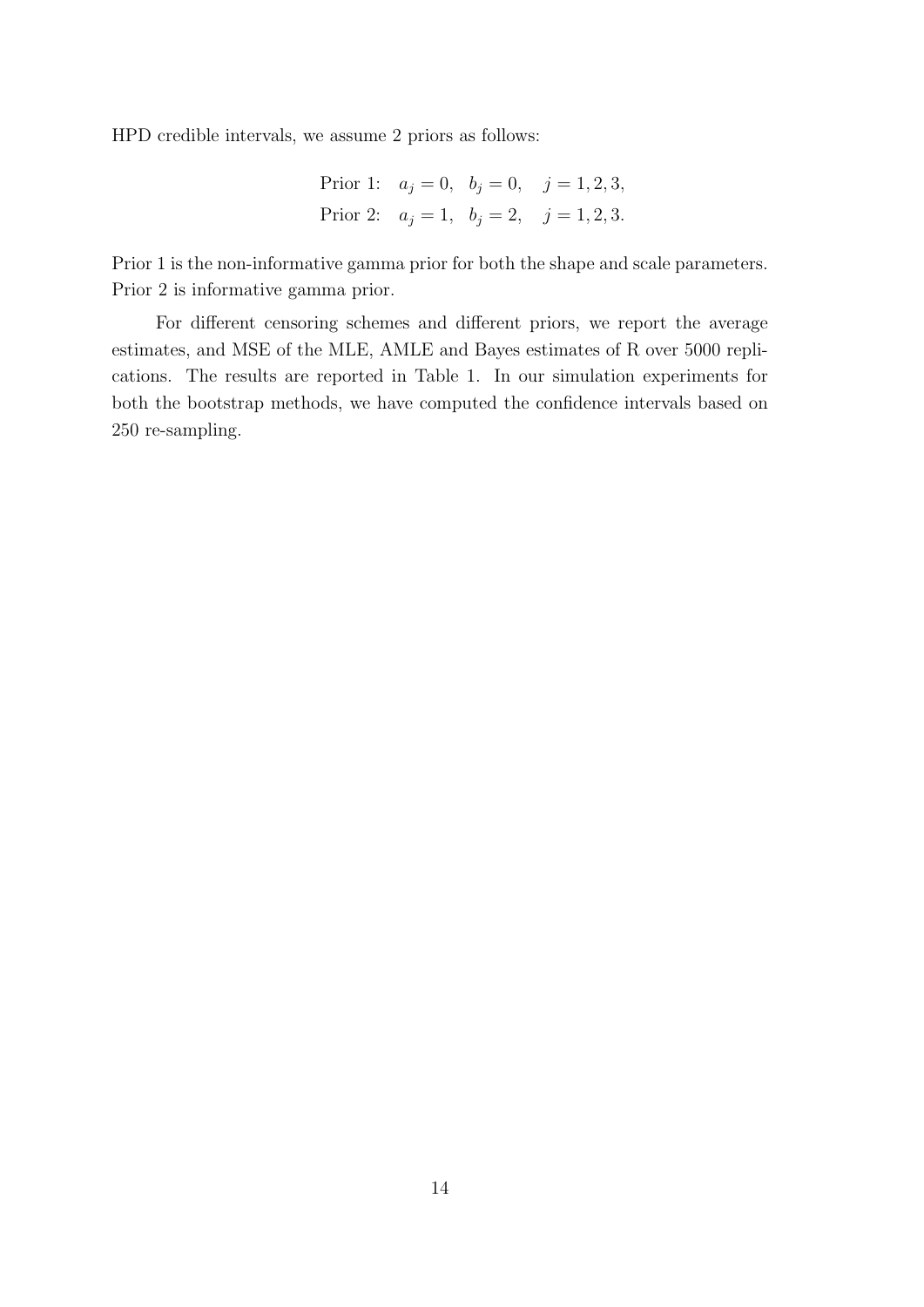HPD credible intervals, we assume 2 priors as follows:

$$\text{Prior 1:} \quad a_j = 0, \quad b_j = 0, \quad j = 1, 2, 3,$$
$$\text{Prior 2:} \quad a_j = 1, \quad b_j = 2, \quad j = 1, 2, 3.$$

Prior 1 is the non-informative gamma prior for both the shape and scale parameters. Prior 2 is informative gamma prior.

For different censoring schemes and different priors, we report the average estimates, and MSE of the MLE, AMLE and Bayes estimates of R over 5000 replications. The results are reported in Table 1. In our simulation experiments for both the bootstrap methods, we have computed the confidence intervals based on 250 re-sampling.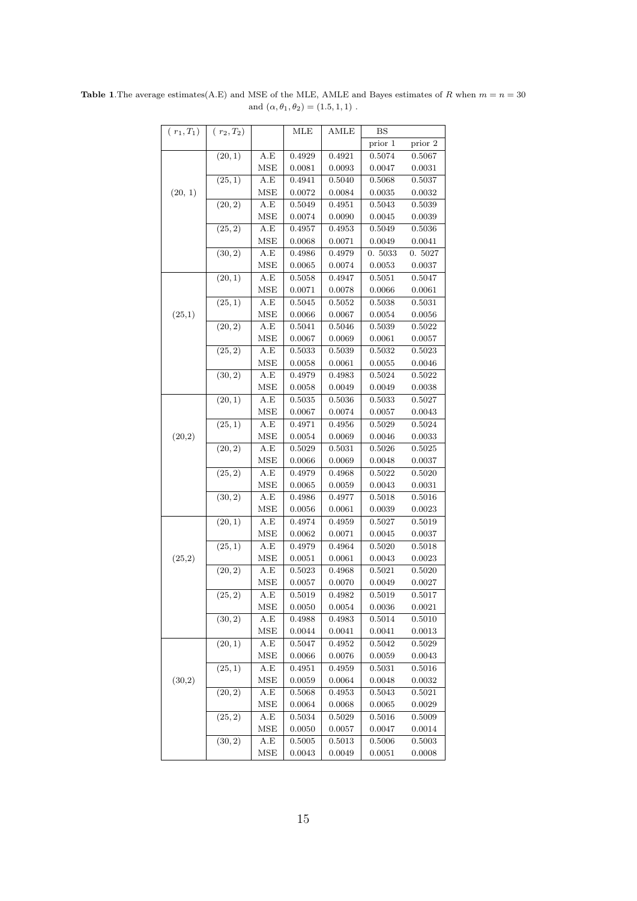**Table 1**.The average estimates(A.E) and MSE of the MLE, AMLE and Bayes estimates of $R$ when $m = n = 30$ and $(\alpha, \theta_1, \theta_2) = (1.5, 1, 1)$ .

| $(r_1, T_1)$ | $(r_2, T_2)$ | | MLE | AMLE | BS | |
|---|---|---|---|---|---|---|
| | | | | | prior 1 | prior 2 |
| (20, 1) | $(20, 1)$ | A.E | 0.4929 | 0.4921 | 0.5074 | 0.5067 |
| | | MSE | 0.0081 | 0.0093 | 0.0047 | 0.0031 |
| | $(25, 1)$ | A.E | 0.4941 | 0.5040 | 0.5068 | 0.5037 |
| | | MSE | 0.0072 | 0.0084 | 0.0035 | 0.0032 |
| | $(20, 2)$ | A.E | 0.5049 | 0.4951 | 0.5043 | 0.5039 |
| | | MSE | 0.0074 | 0.0090 | 0.0045 | 0.0039 |
| | $(25, 2)$ | A.E | 0.4957 | 0.4953 | 0.5049 | 0.5036 |
| | | MSE | 0.0068 | 0.0071 | 0.0049 | 0.0041 |
| | $(30, 2)$ | A.E | 0.4986 | 0.4979 | 0. 5033 | 0. 5027 |
| | | MSE | 0.0065 | 0.0074 | 0.0053 | 0.0037 |
| (25,1) | $(20, 1)$ | A.E | 0.5058 | 0.4947 | 0.5051 | 0.5047 |
| | | MSE | 0.0071 | 0.0078 | 0.0066 | 0.0061 |
| | $(25, 1)$ | A.E | 0.5045 | 0.5052 | 0.5038 | 0.5031 |
| | | MSE | 0.0066 | 0.0067 | 0.0054 | 0.0056 |
| | $(20, 2)$ | A.E | 0.5041 | 0.5046 | 0.5039 | 0.5022 |
| | | MSE | 0.0067 | 0.0069 | 0.0061 | 0.0057 |
| | $(25, 2)$ | A.E | 0.5033 | 0.5039 | 0.5032 | 0.5023 |
| | | MSE | 0.0058 | 0.0061 | 0.0055 | 0.0046 |
| | $(30, 2)$ | A.E | 0.4979 | 0.4983 | 0.5024 | 0.5022 |
| | | MSE | 0.0058 | 0.0049 | 0.0049 | 0.0038 |
| (20,2) | $(20, 1)$ | A.E | 0.5035 | 0.5036 | 0.5033 | 0.5027 |
| | | MSE | 0.0067 | 0.0074 | 0.0057 | 0.0043 |
| | $(25, 1)$ | A.E | 0.4971 | 0.4956 | 0.5029 | 0.5024 |
| | | MSE | 0.0054 | 0.0069 | 0.0046 | 0.0033 |
| | $(20, 2)$ | A.E | 0.5029 | 0.5031 | 0.5026 | 0.5025 |
| | | MSE | 0.0066 | 0.0069 | 0.0048 | 0.0037 |
| | $(25, 2)$ | A.E | 0.4979 | 0.4968 | 0.5022 | 0.5020 |
| | | MSE | 0.0065 | 0.0059 | 0.0043 | 0.0031 |
| | $(30, 2)$ | A.E | 0.4986 | 0.4977 | 0.5018 | 0.5016 |
| | | MSE | 0.0056 | 0.0061 | 0.0039 | 0.0023 |
| (25,2) | $(20, 1)$ | A.E | 0.4974 | 0.4959 | 0.5027 | 0.5019 |
| | | MSE | 0.0062 | 0.0071 | 0.0045 | 0.0037 |
| | $(25, 1)$ | A.E | 0.4979 | 0.4964 | 0.5020 | 0.5018 |
| | | MSE | 0.0051 | 0.0061 | 0.0043 | 0.0023 |
| | $(20, 2)$ | A.E | 0.5023 | 0.4968 | 0.5021 | 0.5020 |
| | | MSE | 0.0057 | 0.0070 | 0.0049 | 0.0027 |
| | $(25, 2)$ | A.E | 0.5019 | 0.4982 | 0.5019 | 0.5017 |
| | | MSE | 0.0050 | 0.0054 | 0.0036 | 0.0021 |
| | $(30, 2)$ | A.E | 0.4988 | 0.4983 | 0.5014 | 0.5010 |
| | | MSE | 0.0044 | 0.0041 | 0.0041 | 0.0013 |
| (30,2) | $(20, 1)$ | A.E | 0.5047 | 0.4952 | 0.5042 | 0.5029 |
| | | MSE | 0.0066 | 0.0076 | 0.0059 | 0.0043 |
| | $(25, 1)$ | A.E | 0.4951 | 0.4959 | 0.5031 | 0.5016 |
| | | MSE | 0.0059 | 0.0064 | 0.0048 | 0.0032 |
| | $(20, 2)$ | A.E | 0.5068 | 0.4953 | 0.5043 | 0.5021 |
| | | MSE | 0.0064 | 0.0068 | 0.0065 | 0.0029 |
| | $(25, 2)$ | A.E | 0.5034 | 0.5029 | 0.5016 | 0.5009 |
| | | MSE | 0.0050 | 0.0057 | 0.0047 | 0.0014 |
| | $(30, 2)$ | A.E | 0.5005 | 0.5013 | 0.5006 | 0.5003 |
| | | MSE | 0.0043 | 0.0049 | 0.0051 | 0.0008 |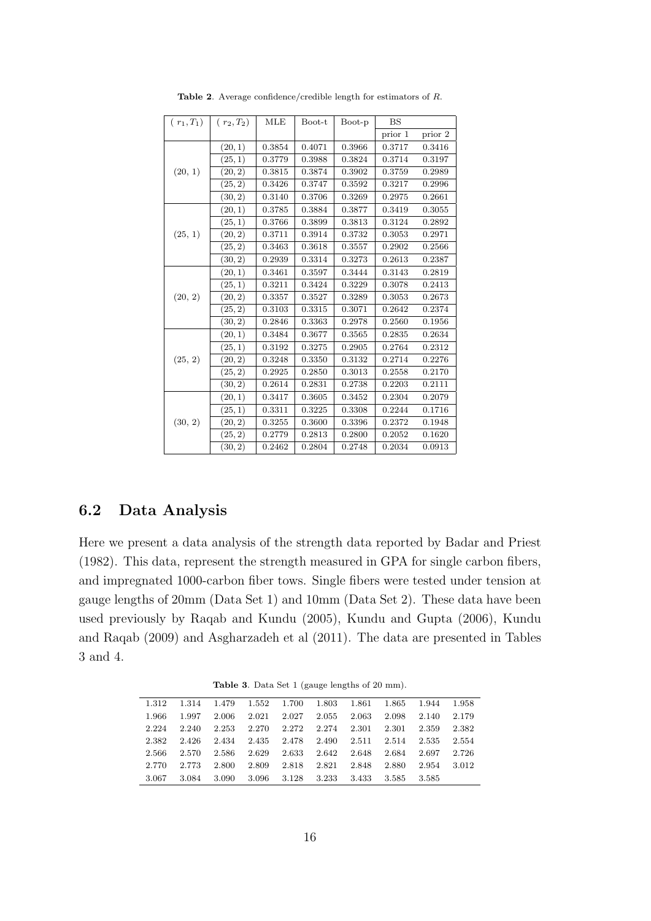**Table 2**. Average confidence/credible length for estimators of $R$.

| $(r_1, T_1)$ | $(r_2, T_2)$ | MLE | Boot-t | Boot-p | BS | |
|---|---|---|---|---|---|---|
| | | | | | prior 1 | prior 2 |
| (20, 1) | (20, 1) | 0.3854 | 0.4071 | 0.3966 | 0.3717 | 0.3416 |
| | (25, 1) | 0.3779 | 0.3988 | 0.3824 | 0.3714 | 0.3197 |
| | (20, 2) | 0.3815 | 0.3874 | 0.3902 | 0.3759 | 0.2989 |
| | (25, 2) | 0.3426 | 0.3747 | 0.3592 | 0.3217 | 0.2996 |
| | (30, 2) | 0.3140 | 0.3706 | 0.3269 | 0.2975 | 0.2661 |
| (25, 1) | (20, 1) | 0.3785 | 0.3884 | 0.3877 | 0.3419 | 0.3055 |
| | (25, 1) | 0.3766 | 0.3899 | 0.3813 | 0.3124 | 0.2892 |
| | (20, 2) | 0.3711 | 0.3914 | 0.3732 | 0.3053 | 0.2971 |
| | (25, 2) | 0.3463 | 0.3618 | 0.3557 | 0.2902 | 0.2566 |
| | (30, 2) | 0.2939 | 0.3314 | 0.3273 | 0.2613 | 0.2387 |
| (20, 2) | (20, 1) | 0.3461 | 0.3597 | 0.3444 | 0.3143 | 0.2819 |
| | (25, 1) | 0.3211 | 0.3424 | 0.3229 | 0.3078 | 0.2413 |
| | (20, 2) | 0.3357 | 0.3527 | 0.3289 | 0.3053 | 0.2673 |
| | (25, 2) | 0.3103 | 0.3315 | 0.3071 | 0.2642 | 0.2374 |
| | (30, 2) | 0.2846 | 0.3363 | 0.2978 | 0.2560 | 0.1956 |
| (25, 2) | (20, 1) | 0.3484 | 0.3677 | 0.3565 | 0.2835 | 0.2634 |
| | (25, 1) | 0.3192 | 0.3275 | 0.2905 | 0.2764 | 0.2312 |
| | (20, 2) | 0.3248 | 0.3350 | 0.3132 | 0.2714 | 0.2276 |
| | (25, 2) | 0.2925 | 0.2850 | 0.3013 | 0.2558 | 0.2170 |
| | (30, 2) | 0.2614 | 0.2831 | 0.2738 | 0.2203 | 0.2111 |
| (30, 2) | (20, 1) | 0.3417 | 0.3605 | 0.3452 | 0.2304 | 0.2079 |
| | (25, 1) | 0.3311 | 0.3225 | 0.3308 | 0.2244 | 0.1716 |
| | (20, 2) | 0.3255 | 0.3600 | 0.3396 | 0.2372 | 0.1948 |
| | (25, 2) | 0.2779 | 0.2813 | 0.2800 | 0.2052 | 0.1620 |
| | (30, 2) | 0.2462 | 0.2804 | 0.2748 | 0.2034 | 0.0913 |

## 6.2 Data Analysis

Here we present a data analysis of the strength data reported by Badar and Priest (1982). This data, represent the strength measured in GPA for single carbon fibers, and impregnated 1000-carbon fiber tows. Single fibers were tested under tension at gauge lengths of 20mm (Data Set 1) and 10mm (Data Set 2). These data have been used previously by Raqab and Kundu (2005), Kundu and Gupta (2006), Kundu and Raqab (2009) and Asgharzadeh et al (2011). The data are presented in Tables 3 and 4.

**Table 3**. Data Set 1 (gauge lengths of 20 mm).

| | | | | | | | | | |
|---|---|---|---|---|---|---|---|---|---|
| 1.312 | 1.314 | 1.479 | 1.552 | 1.700 | 1.803 | 1.861 | 1.865 | 1.944 | 1.958 |
| 1.966 | 1.997 | 2.006 | 2.021 | 2.027 | 2.055 | 2.063 | 2.098 | 2.140 | 2.179 |
| 2.224 | 2.240 | 2.253 | 2.270 | 2.272 | 2.274 | 2.301 | 2.301 | 2.359 | 2.382 |
| 2.382 | 2.426 | 2.434 | 2.435 | 2.478 | 2.490 | 2.511 | 2.514 | 2.535 | 2.554 |
| 2.566 | 2.570 | 2.586 | 2.629 | 2.633 | 2.642 | 2.648 | 2.684 | 2.697 | 2.726 |
| 2.770 | 2.773 | 2.800 | 2.809 | 2.818 | 2.821 | 2.848 | 2.880 | 2.954 | 3.012 |
| 3.067 | 3.084 | 3.090 | 3.096 | 3.128 | 3.233 | 3.433 | 3.585 | 3.585 | |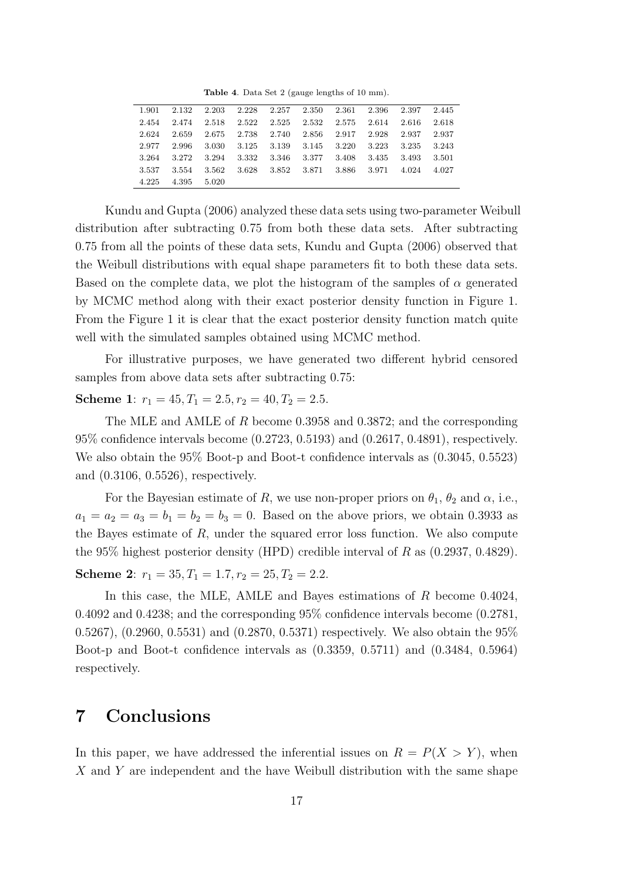**Table 4**. Data Set 2 (gauge lengths of 10 mm).

| | | | | | | | | | |
|---|---|---|---|---|---|---|---|---|---|
| 1.901 | 2.132 | 2.203 | 2.228 | 2.257 | 2.350 | 2.361 | 2.396 | 2.397 | 2.445 |
| 2.454 | 2.474 | 2.518 | 2.522 | 2.525 | 2.532 | 2.575 | 2.614 | 2.616 | 2.618 |
| 2.624 | 2.659 | 2.675 | 2.738 | 2.740 | 2.856 | 2.917 | 2.928 | 2.937 | 2.937 |
| 2.977 | 2.996 | 3.030 | 3.125 | 3.139 | 3.145 | 3.220 | 3.223 | 3.235 | 3.243 |
| 3.264 | 3.272 | 3.294 | 3.332 | 3.346 | 3.377 | 3.408 | 3.435 | 3.493 | 3.501 |
| 3.537 | 3.554 | 3.562 | 3.628 | 3.852 | 3.871 | 3.886 | 3.971 | 4.024 | 4.027 |
| 4.225 | 4.395 | 5.020 | | | | | | | |

Kundu and Gupta (2006) analyzed these data sets using two-parameter Weibull distribution after subtracting 0.75 from both these data sets. After subtracting 0.75 from all the points of these data sets, Kundu and Gupta (2006) observed that the Weibull distributions with equal shape parameters fit to both these data sets. Based on the complete data, we plot the histogram of the samples of $\alpha$ generated by MCMC method along with their exact posterior density function in Figure 1. From the Figure 1 it is clear that the exact posterior density function match quite well with the simulated samples obtained using MCMC method.

For illustrative purposes, we have generated two different hybrid censored samples from above data sets after subtracting 0.75:

**Scheme 1**: $r_1 = 45, T_1 = 2.5, r_2 = 40, T_2 = 2.5$.

The MLE and AMLE of $R$ become 0.3958 and 0.3872; and the corresponding 95% confidence intervals become (0.2723, 0.5193) and (0.2617, 0.4891), respectively. We also obtain the 95% Boot-p and Boot-t confidence intervals as (0.3045, 0.5523) and (0.3106, 0.5526), respectively.

For the Bayesian estimate of $R$, we use non-proper priors on $\theta_1$, $\theta_2$ and $\alpha$, i.e., $a_1 = a_2 = a_3 = b_1 = b_2 = b_3 = 0$. Based on the above priors, we obtain 0.3933 as the Bayes estimate of $R$, under the squared error loss function. We also compute the 95% highest posterior density (HPD) credible interval of $R$ as (0.2937, 0.4829).

**Scheme 2**: $r_1 = 35, T_1 = 1.7, r_2 = 25, T_2 = 2.2$.

In this case, the MLE, AMLE and Bayes estimations of $R$ become 0.4024, 0.4092 and 0.4238; and the corresponding 95% confidence intervals become (0.2781, 0.5267), (0.2960, 0.5531) and (0.2870, 0.5371) respectively. We also obtain the 95% Boot-p and Boot-t confidence intervals as (0.3359, 0.5711) and (0.3484, 0.5964) respectively.

# 7 Conclusions

In this paper, we have addressed the inferential issues on $R = P(X > Y)$, when $X$ and $Y$ are independent and the have Weibull distribution with the same shape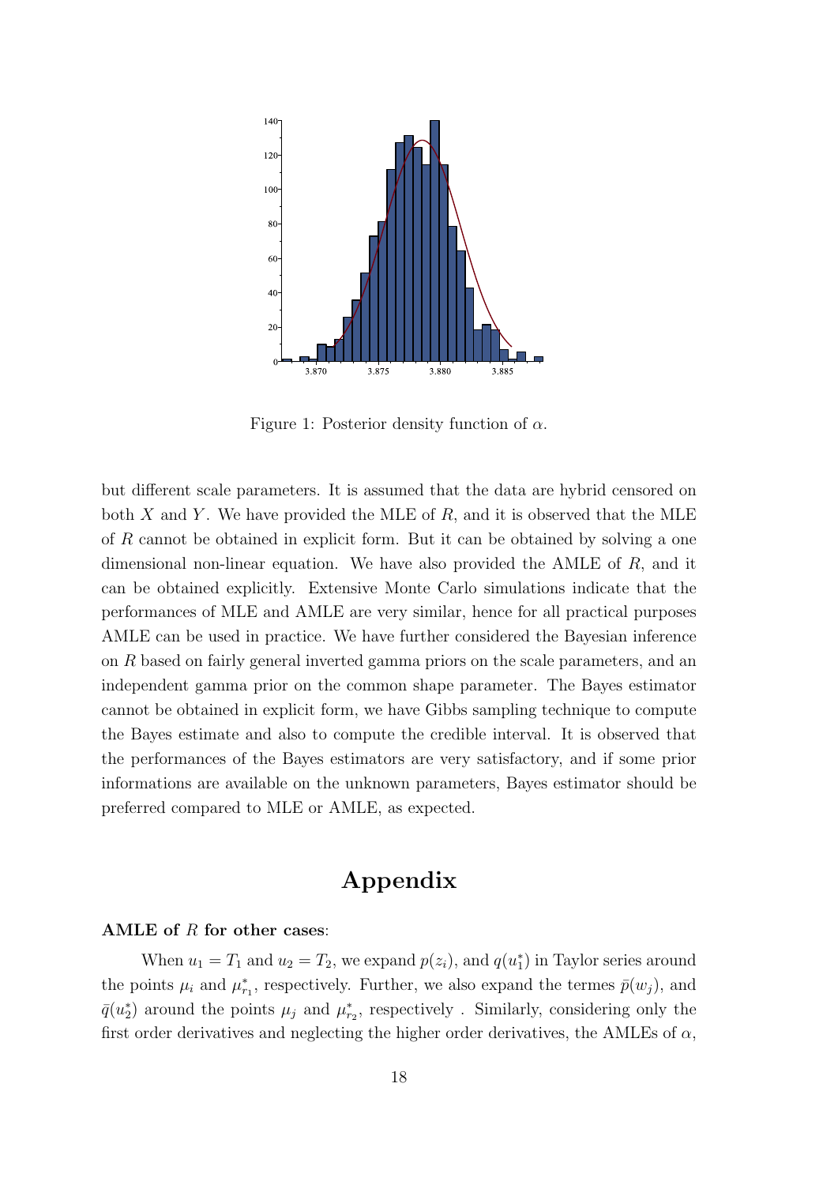Figure 1: Posterior density function of $\alpha$.

but different scale parameters. It is assumed that the data are hybrid censored on both $X$ and $Y$. We have provided the MLE of $R$, and it is observed that the MLE of $R$ cannot be obtained in explicit form. But it can be obtained by solving a one dimensional non-linear equation. We have also provided the AMLE of $R$, and it can be obtained explicitly. Extensive Monte Carlo simulations indicate that the performances of MLE and AMLE are very similar, hence for all practical purposes AMLE can be used in practice. We have further considered the Bayesian inference on $R$ based on fairly general inverted gamma priors on the scale parameters, and an independent gamma prior on the common shape parameter. The Bayes estimator cannot be obtained in explicit form, we have Gibbs sampling technique to compute the Bayes estimate and also to compute the credible interval. It is observed that the performances of the Bayes estimators are very satisfactory, and if some prior informations are available on the unknown parameters, Bayes estimator should be preferred compared to MLE or AMLE, as expected.

# Appendix

**AMLE of $R$ for other cases**:

When $u_1 = T_1$ and $u_2 = T_2$, we expand $p(z_i)$, and $q(u_1^*)$ in Taylor series around the points $\mu_i$ and $\mu_{r_1}^*$, respectively. Further, we also expand the termes $\bar{p}(w_j)$, and $\bar{q}(u_2^*)$ around the points $\mu_j$ and $\mu_{r_2}^*$, respectively . Similarly, considering only the first order derivatives and neglecting the higher order derivatives, the AMLEs of $\alpha$,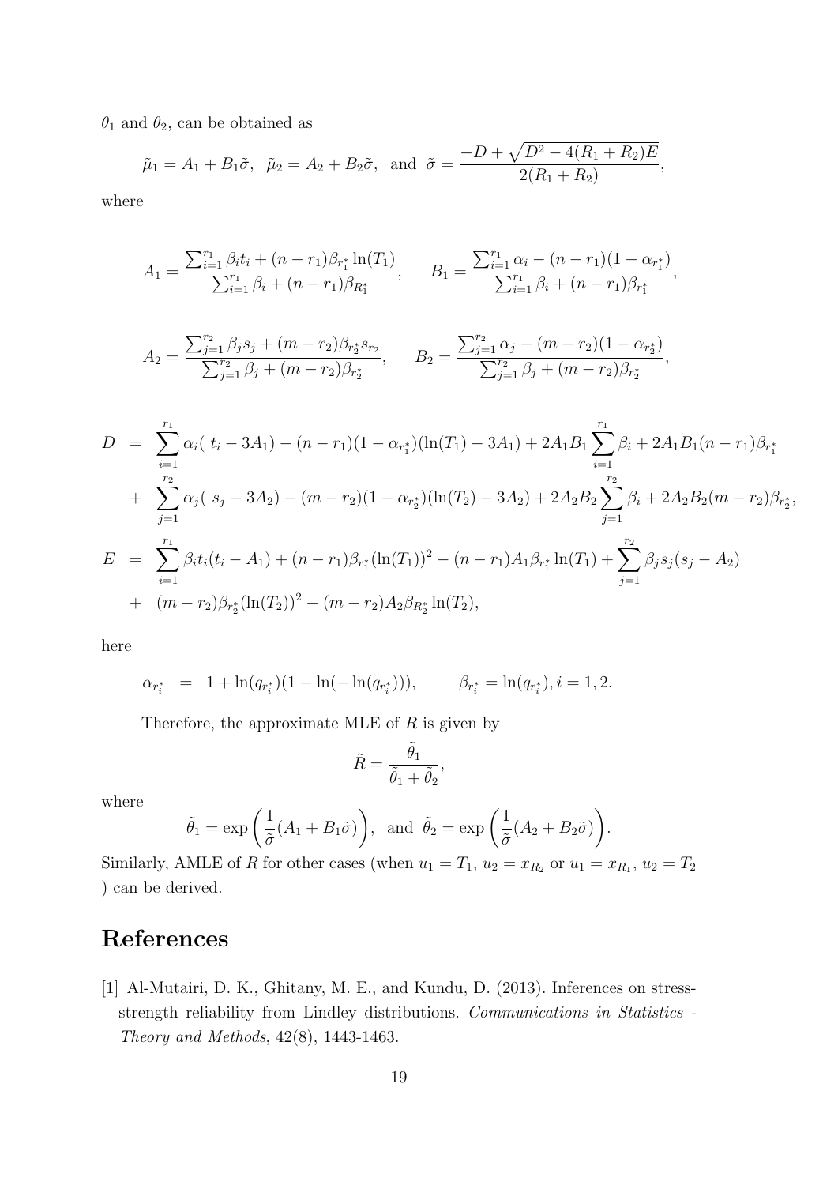$\theta_1$ and $\theta_2$, can be obtained as

$$\tilde{\mu}_1 = A_1 + B_1\tilde{\sigma}, \;\; \tilde{\mu}_2 = A_2 + B_2\tilde{\sigma}, \;\; \text{and} \;\; \tilde{\sigma} = \frac{-D + \sqrt{D^2 - 4(R_1 + R_2)E}}{2(R_1 + R_2)},$$

where

$$A_1 = \frac{\sum_{i=1}^{r_1} \beta_i t_i + (n - r_1)\beta_{r_1^*} \ln(T_1)}{\sum_{i=1}^{r_1} \beta_i + (n - r_1)\beta_{R_1^*}}, \qquad B_1 = \frac{\sum_{i=1}^{r_1} \alpha_i - (n - r_1)(1 - \alpha_{r_1^*})}{\sum_{i=1}^{r_1} \beta_i + (n - r_1)\beta_{r_1^*}},$$

$$A_2 = \frac{\sum_{j=1}^{r_2} \beta_j s_j + (m - r_2)\beta_{r_2^*} s_{r_2}}{\sum_{j=1}^{r_2} \beta_j + (m - r_2)\beta_{r_2^*}}, \qquad B_2 = \frac{\sum_{j=1}^{r_2} \alpha_j - (m - r_2)(1 - \alpha_{r_2^*})}{\sum_{j=1}^{r_2} \beta_j + (m - r_2)\beta_{r_2^*}},$$

$$\begin{aligned}
D &= \sum_{i=1}^{r_1} \alpha_i(\, t_i - 3A_1) - (n - r_1)(1 - \alpha_{r_1^*})(\ln(T_1) - 3A_1) + 2A_1B_1 \sum_{i=1}^{r_1} \beta_i + 2A_1B_1(n - r_1)\beta_{r_1^*} \\
&+ \sum_{j=1}^{r_2} \alpha_j(\, s_j - 3A_2) - (m - r_2)(1 - \alpha_{r_2^*})(\ln(T_2) - 3A_2) + 2A_2B_2 \sum_{j=1}^{r_2} \beta_i + 2A_2B_2(m - r_2)\beta_{r_2^*}, \\
E &= \sum_{i=1}^{r_1} \beta_i t_i(t_i - A_1) + (n - r_1)\beta_{r_1^*}(\ln(T_1))^2 - (n - r_1)A_1\beta_{r_1^*} \ln(T_1) + \sum_{j=1}^{r_2} \beta_j s_j(s_j - A_2) \\
&+ (m - r_2)\beta_{r_2^*}(\ln(T_2))^2 - (m - r_2)A_2\beta_{R_2^*} \ln(T_2),
\end{aligned}$$

here

$$\alpha_{r_i^*} \;=\; 1 + \ln(q_{r_i^*})(1 - \ln(-\ln(q_{r_i^*}))), \qquad \beta_{r_i^*} = \ln(q_{r_i^*}), i = 1, 2.$$

Therefore, the approximate MLE of $R$ is given by

$$\tilde{R} = \frac{\tilde{\theta}_1}{\tilde{\theta}_1 + \tilde{\theta}_2},$$

where

$$\tilde{\theta}_1 = \exp\left(\frac{1}{\tilde{\sigma}}(A_1 + B_1\tilde{\sigma})\right), \;\; \text{and} \;\; \tilde{\theta}_2 = \exp\left(\frac{1}{\tilde{\sigma}}(A_2 + B_2\tilde{\sigma})\right).$$

Similarly, AMLE of $R$ for other cases (when $u_1 = T_1$, $u_2 = x_{R_2}$ or $u_1 = x_{R_1}$, $u_2 = T_2$ ) can be derived.

# References

[1] Al-Mutairi, D. K., Ghitany, M. E., and Kundu, D. (2013). Inferences on stress-strength reliability from Lindley distributions. *Communications in Statistics - Theory and Methods*, 42(8), 1443-1463.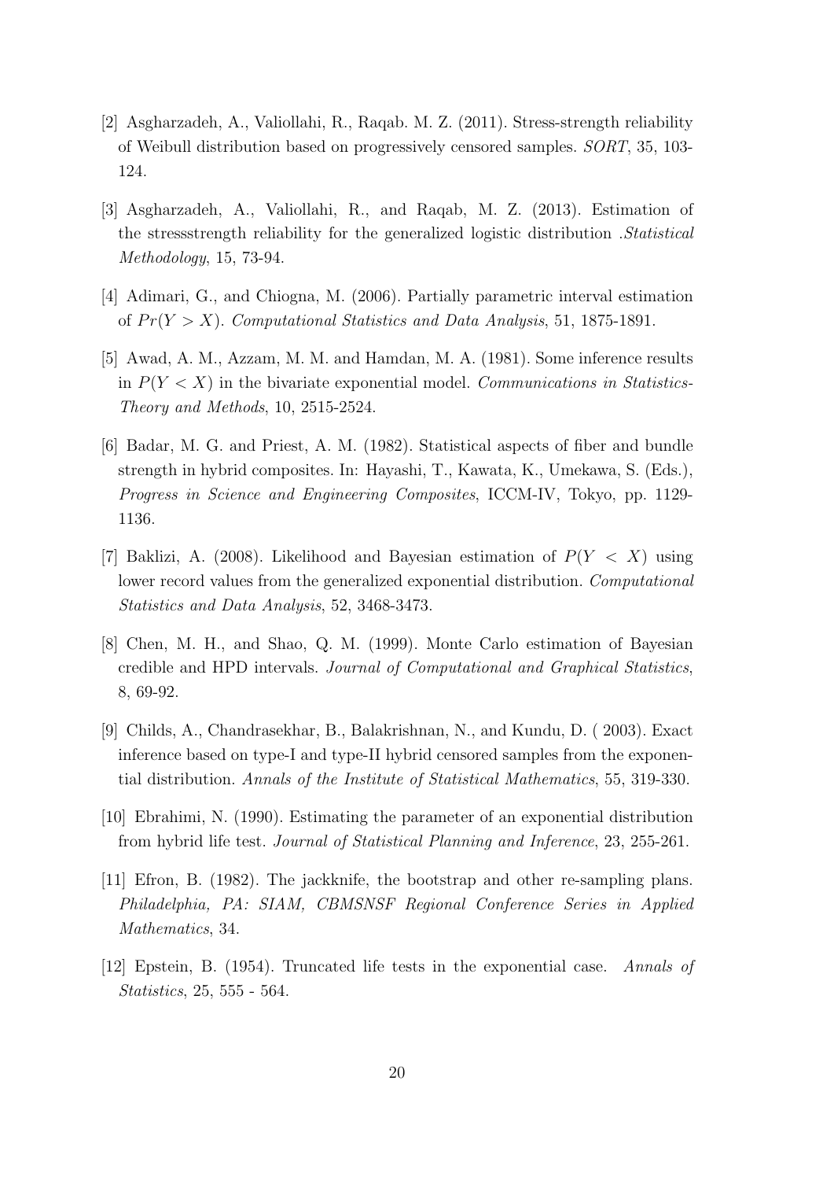[2] Asgharzadeh, A., Valiollahi, R., Raqab. M. Z. (2011). Stress-strength reliability of Weibull distribution based on progressively censored samples. *SORT*, 35, 103-124.

[3] Asgharzadeh, A., Valiollahi, R., and Raqab, M. Z. (2013). Estimation of the stressstrength reliability for the generalized logistic distribution .*Statistical Methodology*, 15, 73-94.

[4] Adimari, G., and Chiogna, M. (2006). Partially parametric interval estimation of $Pr(Y > X)$. *Computational Statistics and Data Analysis*, 51, 1875-1891.

[5] Awad, A. M., Azzam, M. M. and Hamdan, M. A. (1981). Some inference results in $P(Y < X)$ in the bivariate exponential model. *Communications in Statistics-Theory and Methods*, 10, 2515-2524.

[6] Badar, M. G. and Priest, A. M. (1982). Statistical aspects of fiber and bundle strength in hybrid composites. In: Hayashi, T., Kawata, K., Umekawa, S. (Eds.), *Progress in Science and Engineering Composites*, ICCM-IV, Tokyo, pp. 1129-1136.

[7] Baklizi, A. (2008). Likelihood and Bayesian estimation of $P(Y < X)$ using lower record values from the generalized exponential distribution. *Computational Statistics and Data Analysis*, 52, 3468-3473.

[8] Chen, M. H., and Shao, Q. M. (1999). Monte Carlo estimation of Bayesian credible and HPD intervals. *Journal of Computational and Graphical Statistics*, 8, 69-92.

[9] Childs, A., Chandrasekhar, B., Balakrishnan, N., and Kundu, D. ( 2003). Exact inference based on type-I and type-II hybrid censored samples from the exponential distribution. *Annals of the Institute of Statistical Mathematics*, 55, 319-330.

[10] Ebrahimi, N. (1990). Estimating the parameter of an exponential distribution from hybrid life test. *Journal of Statistical Planning and Inference*, 23, 255-261.

[11] Efron, B. (1982). The jackknife, the bootstrap and other re-sampling plans. *Philadelphia, PA: SIAM, CBMSNSF Regional Conference Series in Applied Mathematics*, 34.

[12] Epstein, B. (1954). Truncated life tests in the exponential case. *Annals of Statistics*, 25, 555 - 564.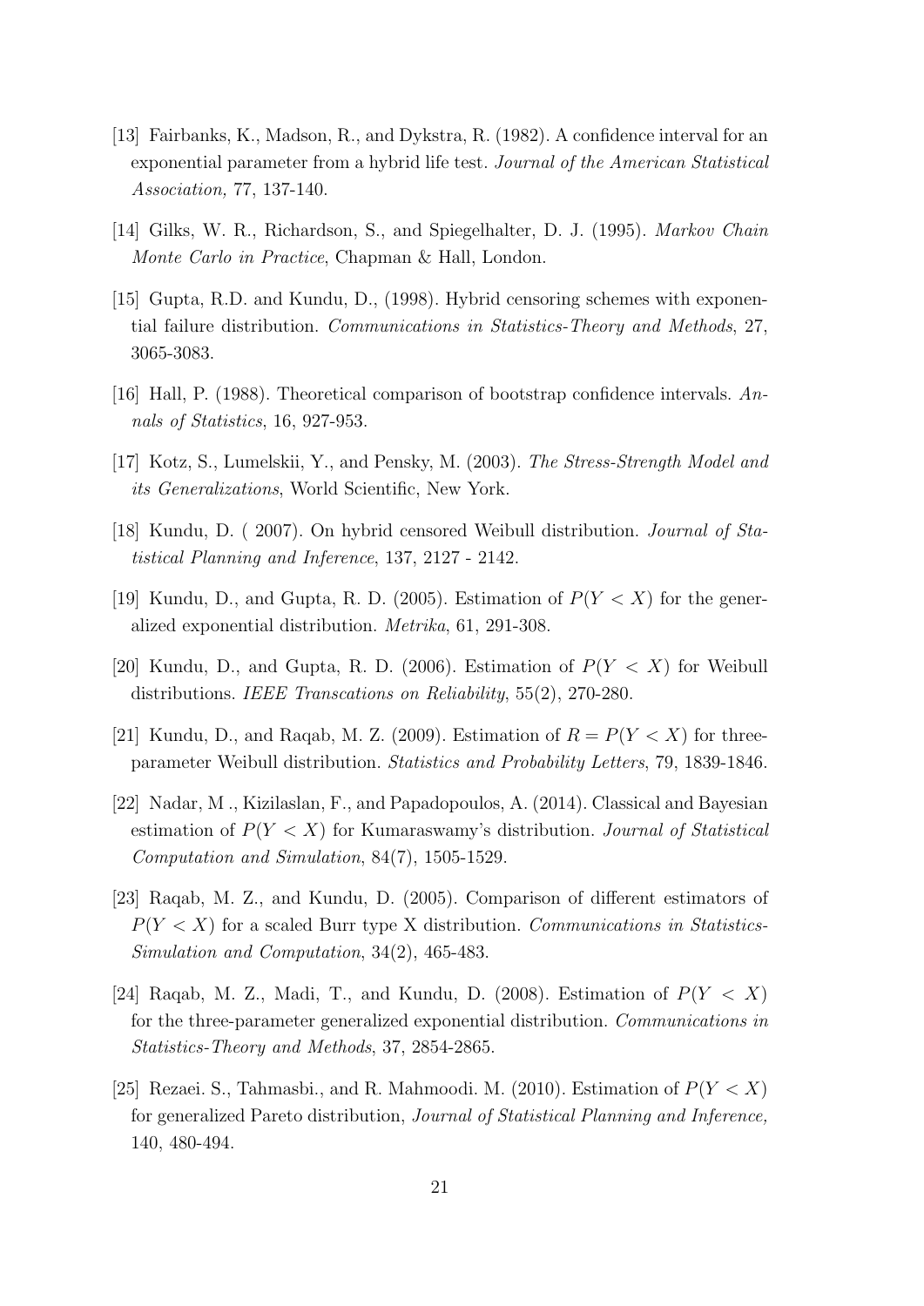[13] Fairbanks, K., Madson, R., and Dykstra, R. (1982). A confidence interval for an exponential parameter from a hybrid life test. *Journal of the American Statistical Association,* 77, 137-140.

[14] Gilks, W. R., Richardson, S., and Spiegelhalter, D. J. (1995). *Markov Chain Monte Carlo in Practice*, Chapman & Hall, London.

[15] Gupta, R.D. and Kundu, D., (1998). Hybrid censoring schemes with exponential failure distribution. *Communications in Statistics-Theory and Methods*, 27, 3065-3083.

[16] Hall, P. (1988). Theoretical comparison of bootstrap confidence intervals. *Annals of Statistics*, 16, 927-953.

[17] Kotz, S., Lumelskii, Y., and Pensky, M. (2003). *The Stress-Strength Model and its Generalizations*, World Scientific, New York.

[18] Kundu, D. ( 2007). On hybrid censored Weibull distribution. *Journal of Statistical Planning and Inference*, 137, 2127 - 2142.

[19] Kundu, D., and Gupta, R. D. (2005). Estimation of $P(Y < X)$ for the generalized exponential distribution. *Metrika*, 61, 291-308.

[20] Kundu, D., and Gupta, R. D. (2006). Estimation of $P(Y < X)$ for Weibull distributions. *IEEE Transcations on Reliability*, 55(2), 270-280.

[21] Kundu, D., and Raqab, M. Z. (2009). Estimation of $R = P(Y < X)$ for three-parameter Weibull distribution. *Statistics and Probability Letters*, 79, 1839-1846.

[22] Nadar, M ., Kizilaslan, F., and Papadopoulos, A. (2014). Classical and Bayesian estimation of $P(Y < X)$ for Kumaraswamy's distribution. *Journal of Statistical Computation and Simulation*, 84(7), 1505-1529.

[23] Raqab, M. Z., and Kundu, D. (2005). Comparison of different estimators of $P(Y < X)$ for a scaled Burr type X distribution. *Communications in Statistics-Simulation and Computation*, 34(2), 465-483.

[24] Raqab, M. Z., Madi, T., and Kundu, D. (2008). Estimation of $P(Y < X)$ for the three-parameter generalized exponential distribution. *Communications in Statistics-Theory and Methods*, 37, 2854-2865.

[25] Rezaei. S., Tahmasbi., and R. Mahmoodi. M. (2010). Estimation of $P(Y < X)$ for generalized Pareto distribution, *Journal of Statistical Planning and Inference,* 140, 480-494.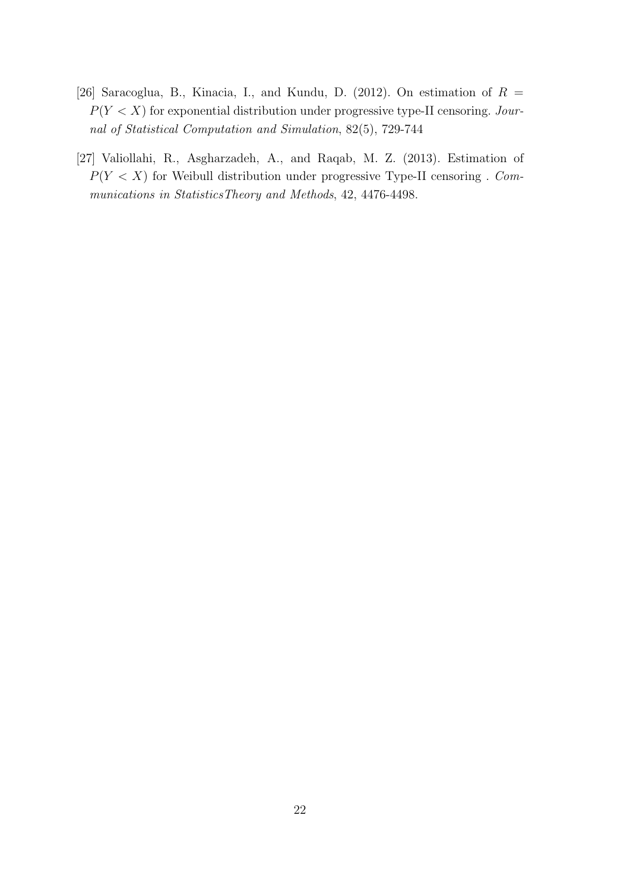[26] Saracoglua, B., Kinacia, I., and Kundu, D. (2012). On estimation of $R = P(Y < X)$ for exponential distribution under progressive type-II censoring. *Journal of Statistical Computation and Simulation*, 82(5), 729-744

[27] Valiollahi, R., Asgharzadeh, A., and Raqab, M. Z. (2013). Estimation of $P(Y < X)$ for Weibull distribution under progressive Type-II censoring . *Communications in StatisticsTheory and Methods*, 42, 4476-4498.